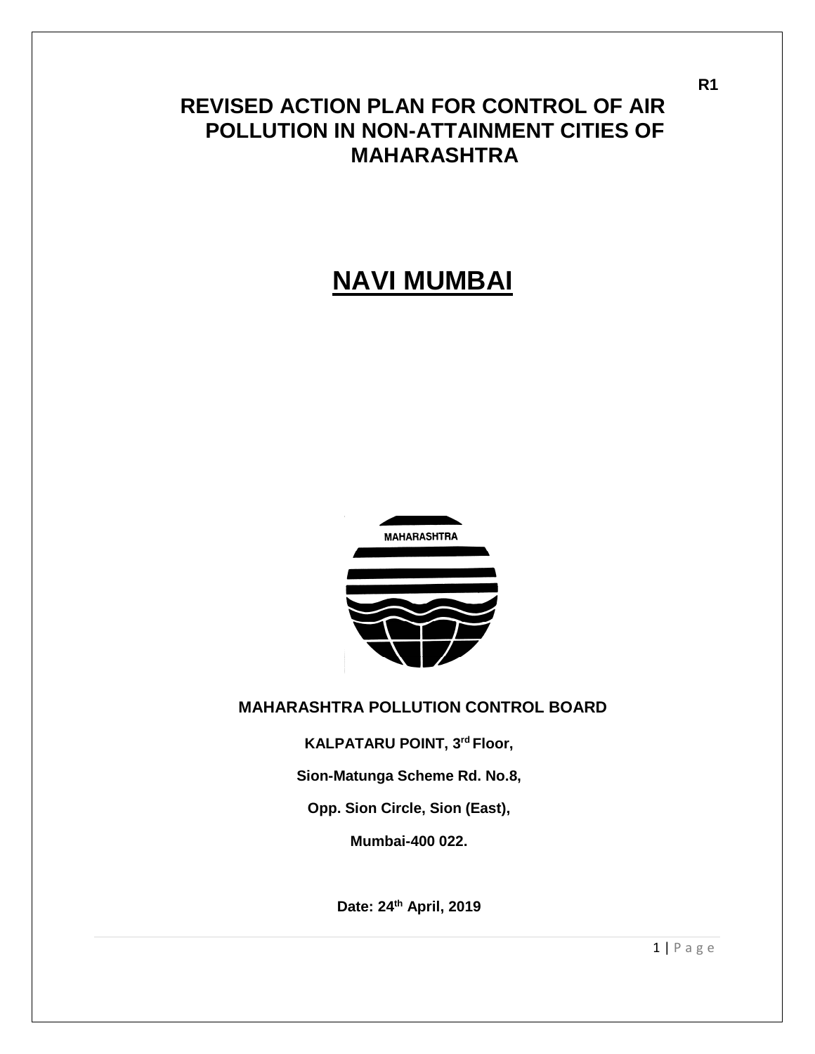R1

# REVISED ACTION PLAN FOR CONTROL OF AIR POLLUTION IN NON-ATTAINMENT CITIES OF MAHARASHTRA

# NAVI MUMBAI

**MAHARASHTRA POLLUTION CONTROL BOARD**

**KALPATARU POINT, 3rd Floor,**

**Sion-Matunga Scheme Rd. No.8,**

**Opp. Sion Circle, Sion (East),**

**Mumbai-400 022.**

**Date: 24th April, 2019**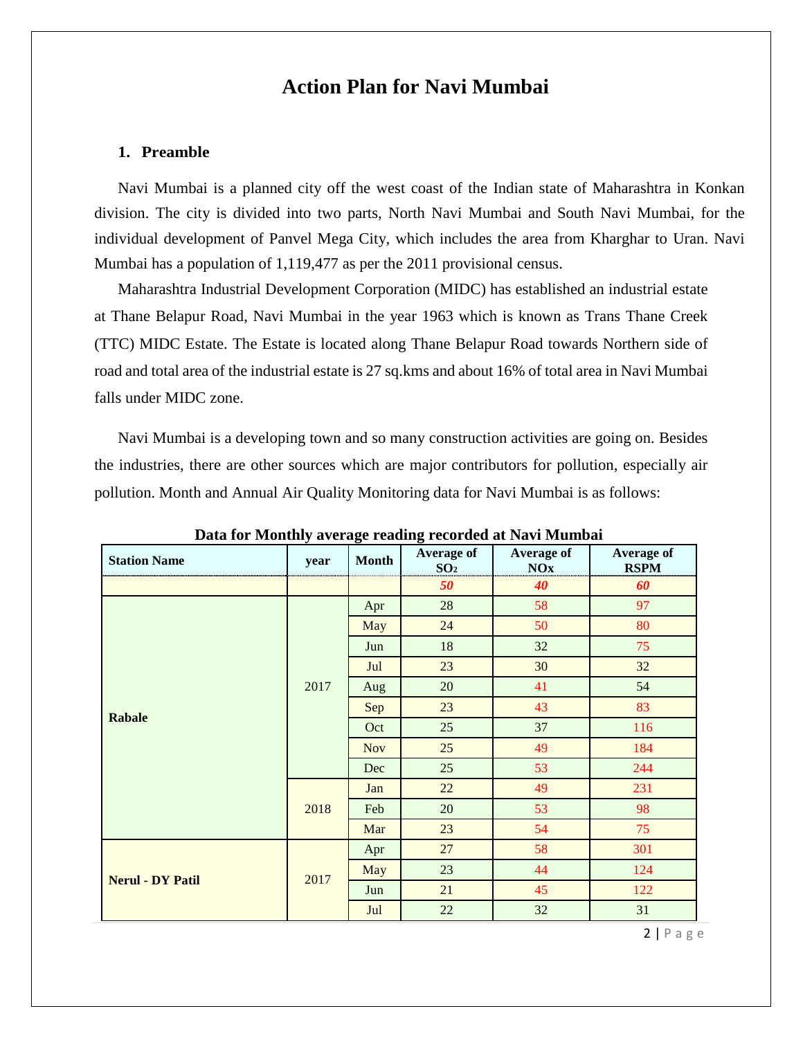# Action Plan for Navi Mumbai

## 1. Preamble

Navi Mumbai is a planned city off the west coast of the Indian state of Maharashtra in Konkan division. The city is divided into two parts, North Navi Mumbai and South Navi Mumbai, for the individual development of Panvel Mega City, which includes the area from Kharghar to Uran. Navi Mumbai has a population of 1,119,477 as per the 2011 provisional census.

Maharashtra Industrial Development Corporation (MIDC) has established an industrial estate at Thane Belapur Road, Navi Mumbai in the year 1963 which is known as Trans Thane Creek (TTC) MIDC Estate. The Estate is located along Thane Belapur Road towards Northern side of road and total area of the industrial estate is 27 sq.kms and about 16% of total area in Navi Mumbai falls under MIDC zone.

Navi Mumbai is a developing town and so many construction activities are going on. Besides the industries, there are other sources which are major contributors for pollution, especially air pollution. Month and Annual Air Quality Monitoring data for Navi Mumbai is as follows:

**Data for Monthly average reading recorded at Navi Mumbai**

| Station Name | year | Month | Average of $SO_2$ | Average of NOx | Average of RSPM |
|---|---|---|---|---|---|
| | | | ***50*** | ***40*** | ***60*** |
| Rabale | 2017 | Apr | 28 | 58 | 97 |
| | | May | 24 | 50 | 80 |
| | | Jun | 18 | 32 | 75 |
| | | Jul | 23 | 30 | 32 |
| | | Aug | 20 | 41 | 54 |
| | | Sep | 23 | 43 | 83 |
| | | Oct | 25 | 37 | 116 |
| | | Nov | 25 | 49 | 184 |
| | | Dec | 25 | 53 | 244 |
| | 2018 | Jan | 22 | 49 | 231 |
| | | Feb | 20 | 53 | 98 |
| | | Mar | 23 | 54 | 75 |
| Nerul - DY Patil | 2017 | Apr | 27 | 58 | 301 |
| | | May | 23 | 44 | 124 |
| | | Jun | 21 | 45 | 122 |
| | | Jul | 22 | 32 | 31 |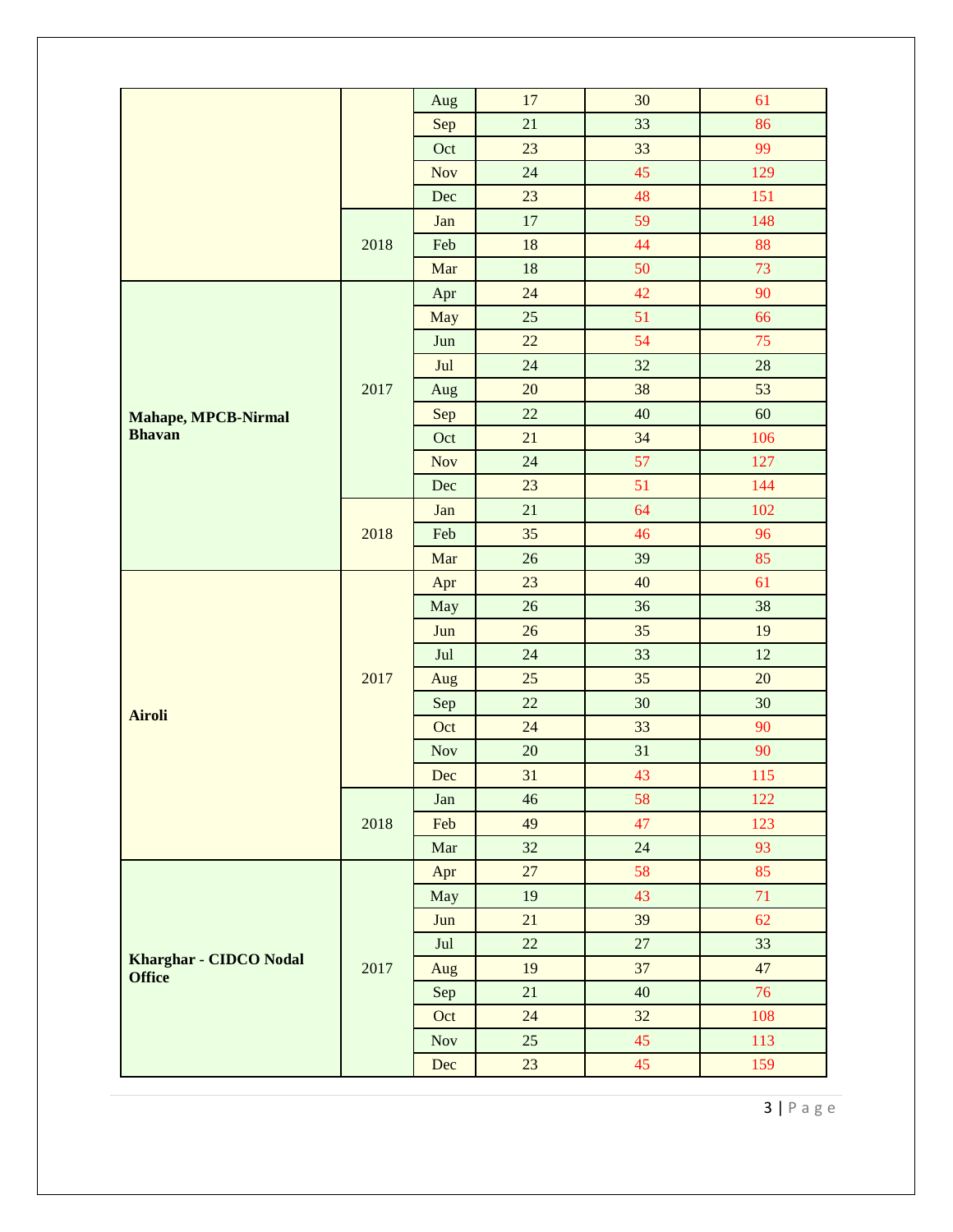| | | Aug | 17 | 30 | 61 |
|---|---|---|---|---|---|
| | | Sep | 21 | 33 | 86 |
| | | Oct | 23 | 33 | 99 |
| | | Nov | 24 | 45 | 129 |
| | | Dec | 23 | 48 | 151 |
| | 2018 | Jan | 17 | 59 | 148 |
| | | Feb | 18 | 44 | 88 |
| | | Mar | 18 | 50 | 73 |
| **Mahape, MPCB-Nirmal Bhavan** | 2017 | Apr | 24 | 42 | 90 |
| | | May | 25 | 51 | 66 |
| | | Jun | 22 | 54 | 75 |
| | | Jul | 24 | 32 | 28 |
| | | Aug | 20 | 38 | 53 |
| | | Sep | 22 | 40 | 60 |
| | | Oct | 21 | 34 | 106 |
| | | Nov | 24 | 57 | 127 |
| | | Dec | 23 | 51 | 144 |
| | 2018 | Jan | 21 | 64 | 102 |
| | | Feb | 35 | 46 | 96 |
| | | Mar | 26 | 39 | 85 |
| **Airoli** | 2017 | Apr | 23 | 40 | 61 |
| | | May | 26 | 36 | 38 |
| | | Jun | 26 | 35 | 19 |
| | | Jul | 24 | 33 | 12 |
| | | Aug | 25 | 35 | 20 |
| | | Sep | 22 | 30 | 30 |
| | | Oct | 24 | 33 | 90 |
| | | Nov | 20 | 31 | 90 |
| | | Dec | 31 | 43 | 115 |
| | 2018 | Jan | 46 | 58 | 122 |
| | | Feb | 49 | 47 | 123 |
| | | Mar | 32 | 24 | 93 |
| **Kharghar - CIDCO Nodal Office** | 2017 | Apr | 27 | 58 | 85 |
| | | May | 19 | 43 | 71 |
| | | Jun | 21 | 39 | 62 |
| | | Jul | 22 | 27 | 33 |
| | | Aug | 19 | 37 | 47 |
| | | Sep | 21 | 40 | 76 |
| | | Oct | 24 | 32 | 108 |
| | | Nov | 25 | 45 | 113 |
| | | Dec | 23 | 45 | 159 |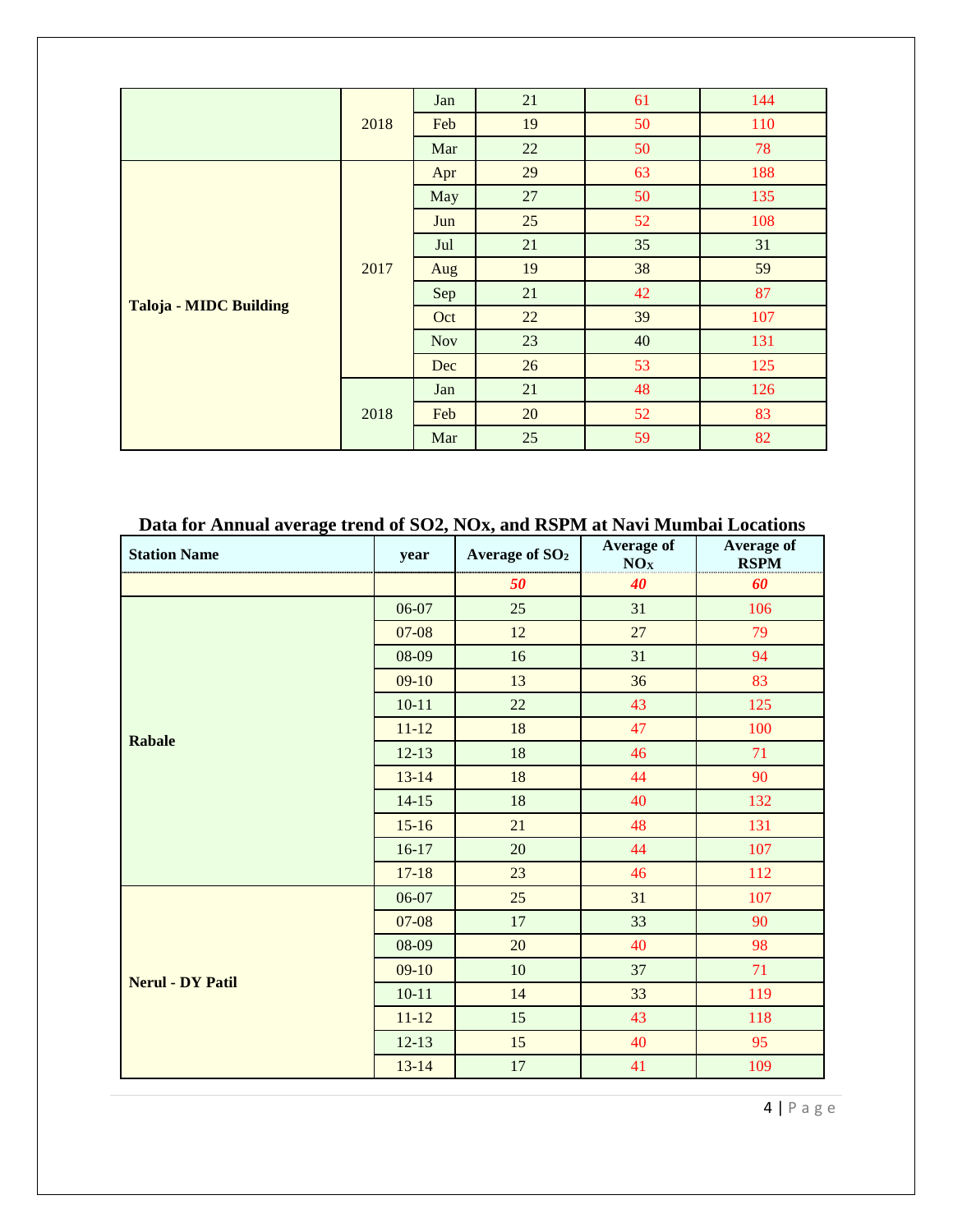| | | | | | |
|---|---|---|---|---|---|
| | 2018 | Jan | 21 | 61 | 144 |
| | | Feb | 19 | 50 | 110 |
| | | Mar | 22 | 50 | 78 |
| **Taloja - MIDC Building** | 2017 | Apr | 29 | 63 | 188 |
| | | May | 27 | 50 | 135 |
| | | Jun | 25 | 52 | 108 |
| | | Jul | 21 | 35 | 31 |
| | | Aug | 19 | 38 | 59 |
| | | Sep | 21 | 42 | 87 |
| | | Oct | 22 | 39 | 107 |
| | | Nov | 23 | 40 | 131 |
| | | Dec | 26 | 53 | 125 |
| | 2018 | Jan | 21 | 48 | 126 |
| | | Feb | 20 | 52 | 83 |
| | | Mar | 25 | 59 | 82 |

## Data for Annual average trend of SO2, NOx, and RSPM at Navi Mumbai Locations

| **Station Name** | **year** | **Average of $SO_2$** | **Average of $NO_X$** | **Average of RSPM** |
|---|---|---|---|---|
| | | ***50*** | ***40*** | ***60*** |
| **Rabale** | 06-07 | 25 | 31 | 106 |
| | 07-08 | 12 | 27 | 79 |
| | 08-09 | 16 | 31 | 94 |
| | 09-10 | 13 | 36 | 83 |
| | 10-11 | 22 | 43 | 125 |
| | 11-12 | 18 | 47 | 100 |
| | 12-13 | 18 | 46 | 71 |
| | 13-14 | 18 | 44 | 90 |
| | 14-15 | 18 | 40 | 132 |
| | 15-16 | 21 | 48 | 131 |
| | 16-17 | 20 | 44 | 107 |
| | 17-18 | 23 | 46 | 112 |
| **Nerul - DY Patil** | 06-07 | 25 | 31 | 107 |
| | 07-08 | 17 | 33 | 90 |
| | 08-09 | 20 | 40 | 98 |
| | 09-10 | 10 | 37 | 71 |
| | 10-11 | 14 | 33 | 119 |
| | 11-12 | 15 | 43 | 118 |
| | 12-13 | 15 | 40 | 95 |
| | 13-14 | 17 | 41 | 109 |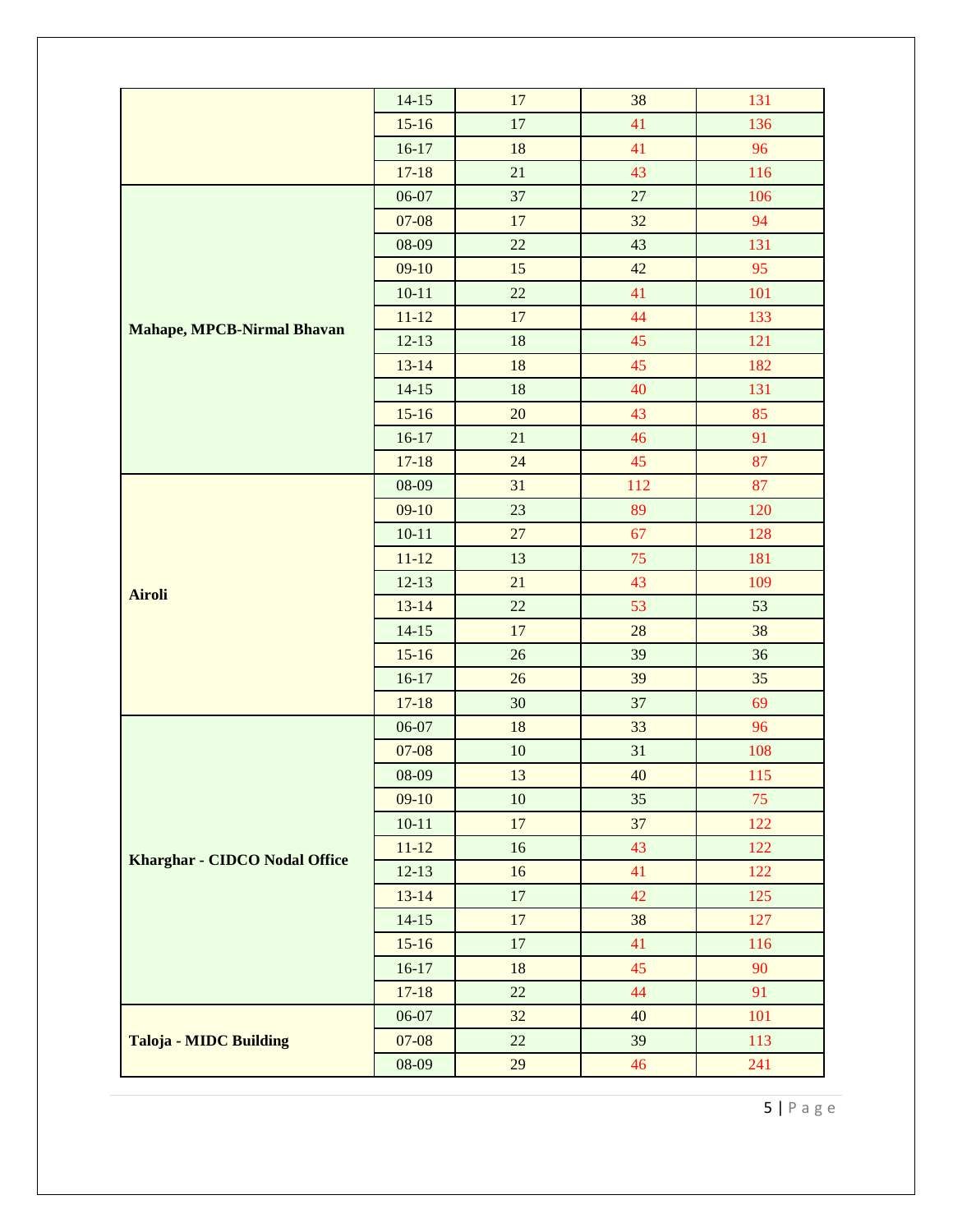| | | | | |
|---|---|---|---|---|
| | 14-15 | 17 | 38 | 131 |
| | 15-16 | 17 | 41 | 136 |
| | 16-17 | 18 | 41 | 96 |
| | 17-18 | 21 | 43 | 116 |
| **Mahape, MPCB-Nirmal Bhavan** | 06-07 | 37 | 27 | 106 |
| | 07-08 | 17 | 32 | 94 |
| | 08-09 | 22 | 43 | 131 |
| | 09-10 | 15 | 42 | 95 |
| | 10-11 | 22 | 41 | 101 |
| | 11-12 | 17 | 44 | 133 |
| | 12-13 | 18 | 45 | 121 |
| | 13-14 | 18 | 45 | 182 |
| | 14-15 | 18 | 40 | 131 |
| | 15-16 | 20 | 43 | 85 |
| | 16-17 | 21 | 46 | 91 |
| | 17-18 | 24 | 45 | 87 |
| **Airoli** | 08-09 | 31 | 112 | 87 |
| | 09-10 | 23 | 89 | 120 |
| | 10-11 | 27 | 67 | 128 |
| | 11-12 | 13 | 75 | 181 |
| | 12-13 | 21 | 43 | 109 |
| | 13-14 | 22 | 53 | 53 |
| | 14-15 | 17 | 28 | 38 |
| | 15-16 | 26 | 39 | 36 |
| | 16-17 | 26 | 39 | 35 |
| | 17-18 | 30 | 37 | 69 |
| **Kharghar - CIDCO Nodal Office** | 06-07 | 18 | 33 | 96 |
| | 07-08 | 10 | 31 | 108 |
| | 08-09 | 13 | 40 | 115 |
| | 09-10 | 10 | 35 | 75 |
| | 10-11 | 17 | 37 | 122 |
| | 11-12 | 16 | 43 | 122 |
| | 12-13 | 16 | 41 | 122 |
| | 13-14 | 17 | 42 | 125 |
| | 14-15 | 17 | 38 | 127 |
| | 15-16 | 17 | 41 | 116 |
| | 16-17 | 18 | 45 | 90 |
| | 17-18 | 22 | 44 | 91 |
| **Taloja - MIDC Building** | 06-07 | 32 | 40 | 101 |
| | 07-08 | 22 | 39 | 113 |
| | 08-09 | 29 | 46 | 241 |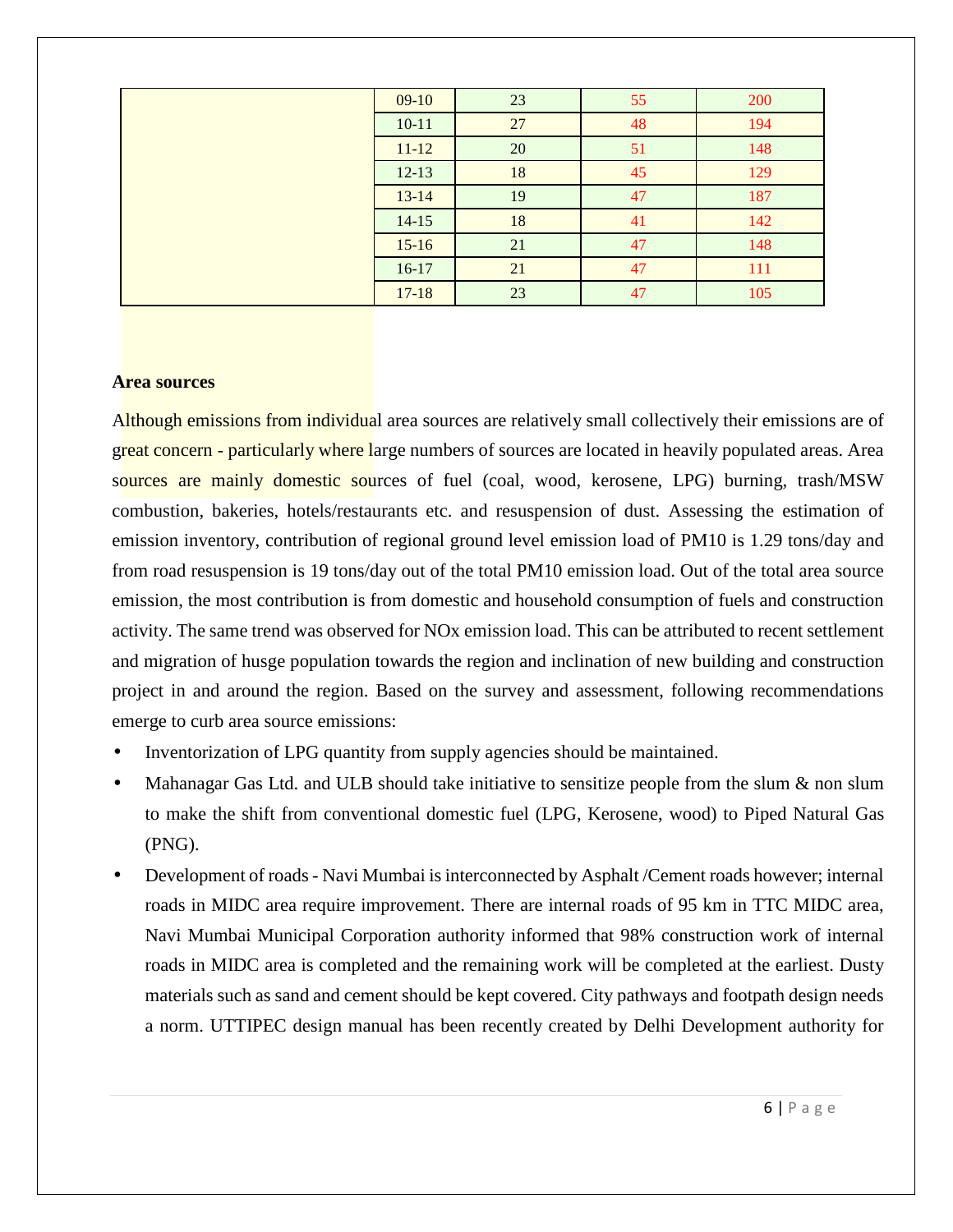|  | 09-10 | 23 | 55 | 200 |
|---|---|---|---|---|
|  | 10-11 | 27 | 48 | 194 |
|  | 11-12 | 20 | 51 | 148 |
|  | 12-13 | 18 | 45 | 129 |
|  | 13-14 | 19 | 47 | 187 |
|  | 14-15 | 18 | 41 | 142 |
|  | 15-16 | 21 | 47 | 148 |
|  | 16-17 | 21 | 47 | 111 |
|  | 17-18 | 23 | 47 | 105 |

**Area sources**

Although emissions from individual area sources are relatively small collectively their emissions are of great concern - particularly where large numbers of sources are located in heavily populated areas. Area sources are mainly domestic sources of fuel (coal, wood, kerosene, LPG) burning, trash/MSW combustion, bakeries, hotels/restaurants etc. and resuspension of dust. Assessing the estimation of emission inventory, contribution of regional ground level emission load of PM10 is 1.29 tons/day and from road resuspension is 19 tons/day out of the total PM10 emission load. Out of the total area source emission, the most contribution is from domestic and household consumption of fuels and construction activity. The same trend was observed for NOx emission load. This can be attributed to recent settlement and migration of husge population towards the region and inclination of new building and construction project in and around the region. Based on the survey and assessment, following recommendations emerge to curb area source emissions:

- Inventorization of LPG quantity from supply agencies should be maintained.
- Mahanagar Gas Ltd. and ULB should take initiative to sensitize people from the slum & non slum to make the shift from conventional domestic fuel (LPG, Kerosene, wood) to Piped Natural Gas (PNG).
- Development of roads - Navi Mumbai is interconnected by Asphalt /Cement roads however; internal roads in MIDC area require improvement. There are internal roads of 95 km in TTC MIDC area, Navi Mumbai Municipal Corporation authority informed that 98% construction work of internal roads in MIDC area is completed and the remaining work will be completed at the earliest. Dusty materials such as sand and cement should be kept covered. City pathways and footpath design needs a norm. UTTIPEC design manual has been recently created by Delhi Development authority for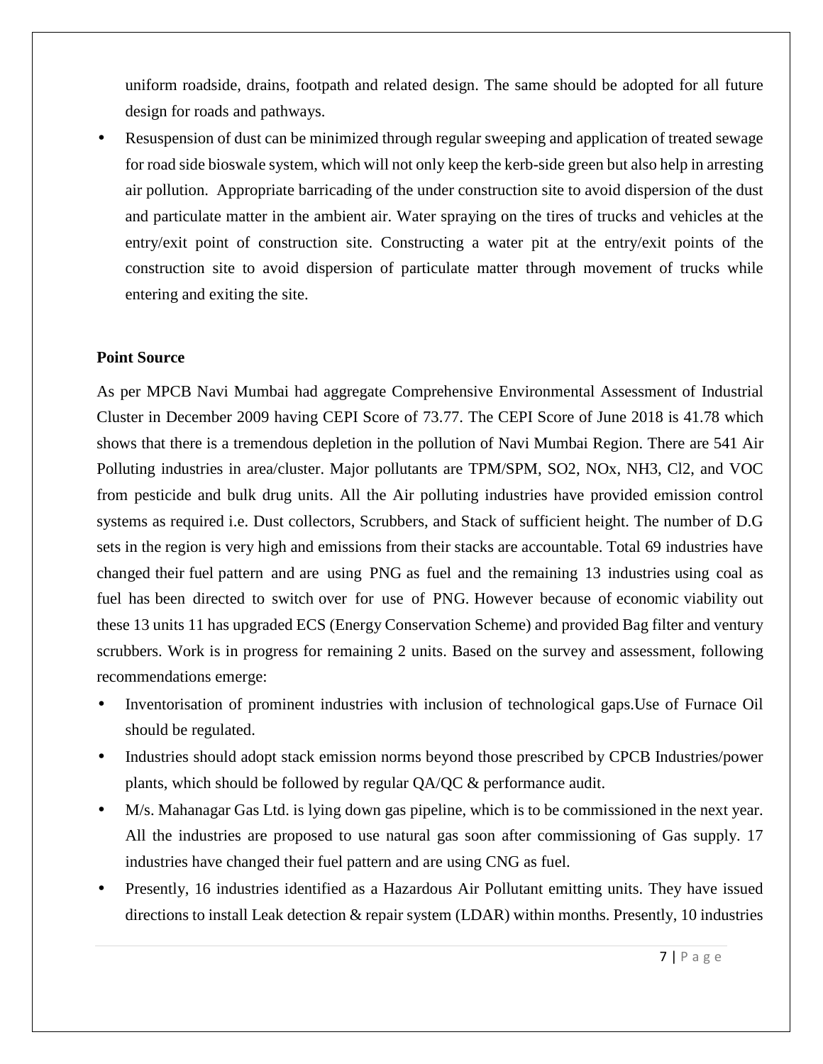uniform roadside, drains, footpath and related design. The same should be adopted for all future design for roads and pathways.

- Resuspension of dust can be minimized through regular sweeping and application of treated sewage for road side bioswale system, which will not only keep the kerb-side green but also help in arresting air pollution. Appropriate barricading of the under construction site to avoid dispersion of the dust and particulate matter in the ambient air. Water spraying on the tires of trucks and vehicles at the entry/exit point of construction site. Constructing a water pit at the entry/exit points of the construction site to avoid dispersion of particulate matter through movement of trucks while entering and exiting the site.

**Point Source**

As per MPCB Navi Mumbai had aggregate Comprehensive Environmental Assessment of Industrial Cluster in December 2009 having CEPI Score of 73.77. The CEPI Score of June 2018 is 41.78 which shows that there is a tremendous depletion in the pollution of Navi Mumbai Region. There are 541 Air Polluting industries in area/cluster. Major pollutants are TPM/SPM, $SO_2$, $NO_x$, $NH_3$, $Cl_2$, and VOC from pesticide and bulk drug units. All the Air polluting industries have provided emission control systems as required i.e. Dust collectors, Scrubbers, and Stack of sufficient height. The number of D.G sets in the region is very high and emissions from their stacks are accountable. Total 69 industries have changed their fuel pattern and are using PNG as fuel and the remaining 13 industries using coal as fuel has been directed to switch over for use of PNG. However because of economic viability out these 13 units 11 has upgraded ECS (Energy Conservation Scheme) and provided Bag filter and ventury scrubbers. Work is in progress for remaining 2 units. Based on the survey and assessment, following recommendations emerge:

- Inventorisation of prominent industries with inclusion of technological gaps.Use of Furnace Oil should be regulated.
- Industries should adopt stack emission norms beyond those prescribed by CPCB Industries/power plants, which should be followed by regular QA/QC & performance audit.
- M/s. Mahanagar Gas Ltd. is lying down gas pipeline, which is to be commissioned in the next year. All the industries are proposed to use natural gas soon after commissioning of Gas supply. 17 industries have changed their fuel pattern and are using CNG as fuel.
- Presently, 16 industries identified as a Hazardous Air Pollutant emitting units. They have issued directions to install Leak detection & repair system (LDAR) within months. Presently, 10 industries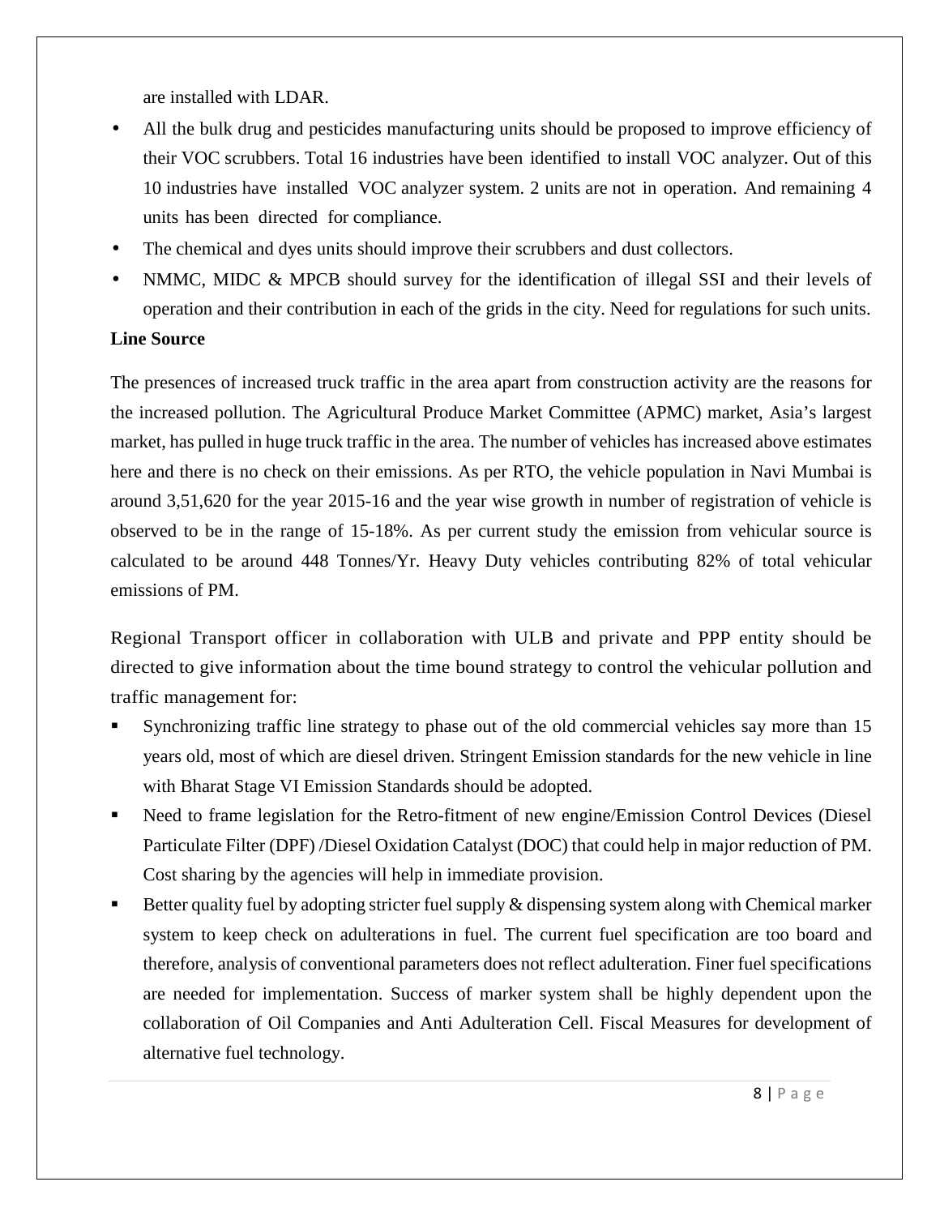are installed with LDAR.

- All the bulk drug and pesticides manufacturing units should be proposed to improve efficiency of their VOC scrubbers. Total 16 industries have been identified to install VOC analyzer. Out of this 10 industries have installed VOC analyzer system. 2 units are not in operation. And remaining 4 units has been directed for compliance.
- The chemical and dyes units should improve their scrubbers and dust collectors.
- NMMC, MIDC & MPCB should survey for the identification of illegal SSI and their levels of operation and their contribution in each of the grids in the city. Need for regulations for such units.

**Line Source**

The presences of increased truck traffic in the area apart from construction activity are the reasons for the increased pollution. The Agricultural Produce Market Committee (APMC) market, Asia's largest market, has pulled in huge truck traffic in the area. The number of vehicles has increased above estimates here and there is no check on their emissions. As per RTO, the vehicle population in Navi Mumbai is around 3,51,620 for the year 2015-16 and the year wise growth in number of registration of vehicle is observed to be in the range of 15-18%. As per current study the emission from vehicular source is calculated to be around 448 Tonnes/Yr. Heavy Duty vehicles contributing 82% of total vehicular emissions of PM.

Regional Transport officer in collaboration with ULB and private and PPP entity should be directed to give information about the time bound strategy to control the vehicular pollution and traffic management for:

- Synchronizing traffic line strategy to phase out of the old commercial vehicles say more than 15 years old, most of which are diesel driven. Stringent Emission standards for the new vehicle in line with Bharat Stage VI Emission Standards should be adopted.
- Need to frame legislation for the Retro-fitment of new engine/Emission Control Devices (Diesel Particulate Filter (DPF) /Diesel Oxidation Catalyst (DOC) that could help in major reduction of PM. Cost sharing by the agencies will help in immediate provision.
- Better quality fuel by adopting stricter fuel supply & dispensing system along with Chemical marker system to keep check on adulterations in fuel. The current fuel specification are too board and therefore, analysis of conventional parameters does not reflect adulteration. Finer fuel specifications are needed for implementation. Success of marker system shall be highly dependent upon the collaboration of Oil Companies and Anti Adulteration Cell. Fiscal Measures for development of alternative fuel technology.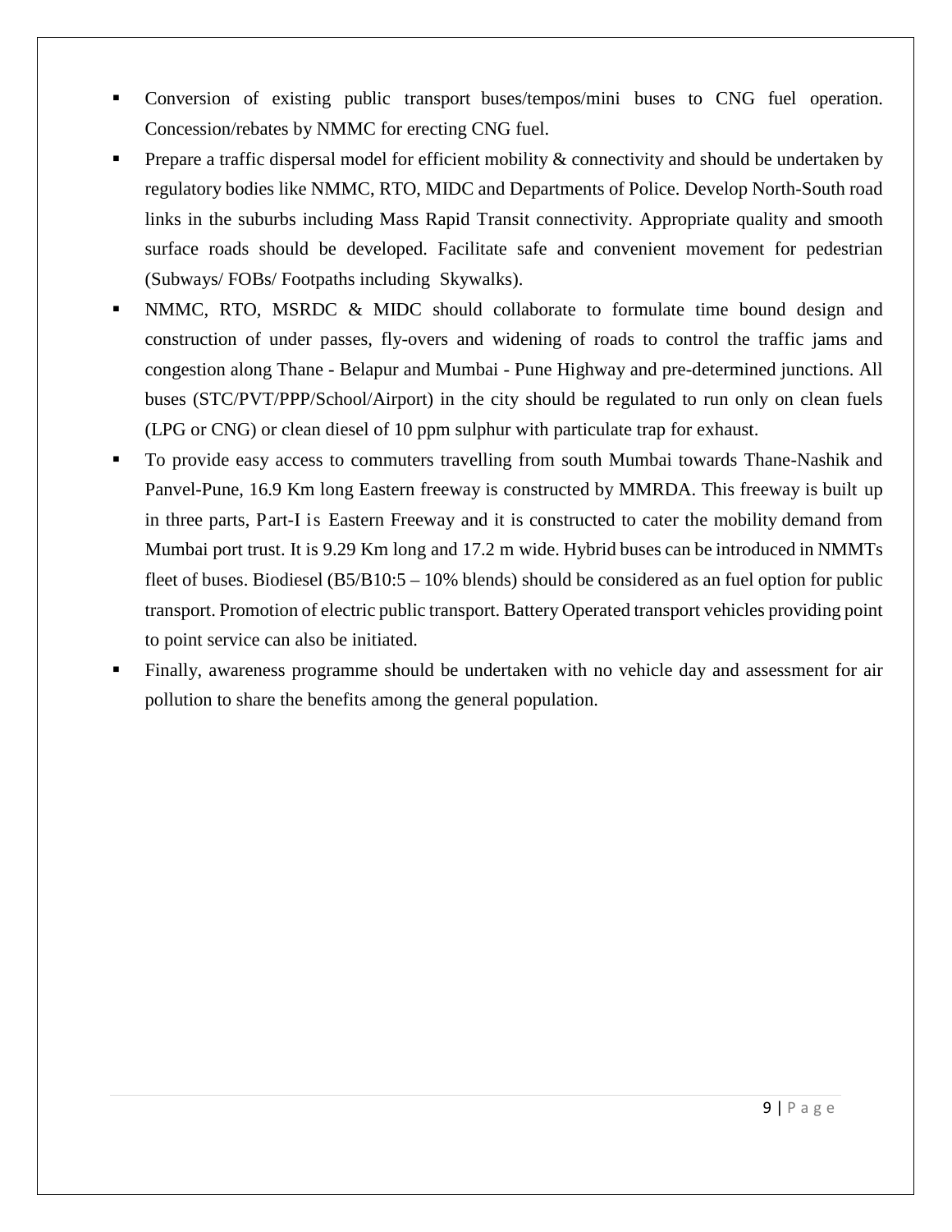- Conversion of existing public transport buses/tempos/mini buses to CNG fuel operation. Concession/rebates by NMMC for erecting CNG fuel.
- Prepare a traffic dispersal model for efficient mobility & connectivity and should be undertaken by regulatory bodies like NMMC, RTO, MIDC and Departments of Police. Develop North-South road links in the suburbs including Mass Rapid Transit connectivity. Appropriate quality and smooth surface roads should be developed. Facilitate safe and convenient movement for pedestrian (Subways/ FOBs/ Footpaths including Skywalks).
- NMMC, RTO, MSRDC & MIDC should collaborate to formulate time bound design and construction of under passes, fly-overs and widening of roads to control the traffic jams and congestion along Thane - Belapur and Mumbai - Pune Highway and pre-determined junctions. All buses (STC/PVT/PPP/School/Airport) in the city should be regulated to run only on clean fuels (LPG or CNG) or clean diesel of 10 ppm sulphur with particulate trap for exhaust.
- To provide easy access to commuters travelling from south Mumbai towards Thane-Nashik and Panvel-Pune, 16.9 Km long Eastern freeway is constructed by MMRDA. This freeway is built up in three parts, Part-I is Eastern Freeway and it is constructed to cater the mobility demand from Mumbai port trust. It is 9.29 Km long and 17.2 m wide. Hybrid buses can be introduced in NMMTs fleet of buses. Biodiesel (B5/B10:5 – 10% blends) should be considered as an fuel option for public transport. Promotion of electric public transport. Battery Operated transport vehicles providing point to point service can also be initiated.
- Finally, awareness programme should be undertaken with no vehicle day and assessment for air pollution to share the benefits among the general population.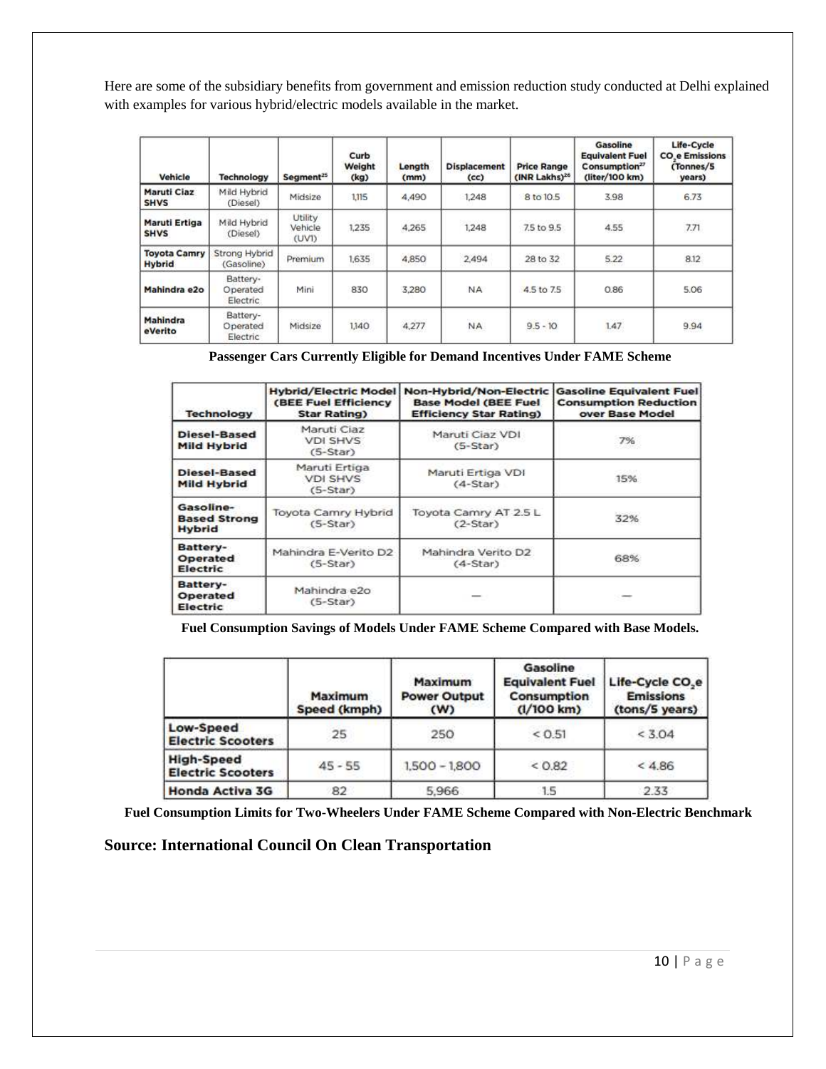Here are some of the subsidiary benefits from government and emission reduction study conducted at Delhi explained with examples for various hybrid/electric models available in the market.

| Vehicle | Technology | Segment[25] | Curb Weight (kg) | Length (mm) | Displacement (cc) | Price Range (INR Lakhs)[26] | Gasoline Equivalent Fuel Consumption[27] (liter/100 km) | Life-Cycle $CO_2e$ Emissions (Tonnes/5 years) |
|---|---|---|---|---|---|---|---|---|
| Maruti Ciaz SHVS | Mild Hybrid (Diesel) | Midsize | 1,115 | 4,490 | 1,248 | 8 to 10.5 | 3.98 | 6.73 |
| Maruti Ertiga SHVS | Mild Hybrid (Diesel) | Utility Vehicle (UV1) | 1,235 | 4,265 | 1,248 | 7.5 to 9.5 | 4.55 | 7.71 |
| Toyota Camry Hybrid | Strong Hybrid (Gasoline) | Premium | 1,635 | 4,850 | 2,494 | 28 to 32 | 5.22 | 8.12 |
| Mahindra e2o | Battery-Operated Electric | Mini | 830 | 3,280 | NA | 4.5 to 7.5 | 0.86 | 5.06 |
| Mahindra eVerito | Battery-Operated Electric | Midsize | 1,140 | 4,277 | NA | 9.5 - 10 | 1.47 | 9.94 |

**Passenger Cars Currently Eligible for Demand Incentives Under FAME Scheme**

| Technology | Hybrid/Electric Model (BEE Fuel Efficiency Star Rating) | Non-Hybrid/Non-Electric Base Model (BEE Fuel Efficiency Star Rating) | Gasoline Equivalent Fuel Consumption Reduction over Base Model |
|---|---|---|---|
| Diesel-Based Mild Hybrid | Maruti Ciaz VDI SHVS (5-Star) | Maruti Ciaz VDI (5-Star) | 7% |
| Diesel-Based Mild Hybrid | Maruti Ertiga VDI SHVS (5-Star) | Maruti Ertiga VDI (4-Star) | 15% |
| Gasoline-Based Strong Hybrid | Toyota Camry Hybrid (5-Star) | Toyota Camry AT 2.5 L (2-Star) | 32% |
| Battery-Operated Electric | Mahindra E-Verito D2 (5-Star) | Mahindra Verito D2 (4-Star) | 68% |
| Battery-Operated Electric | Mahindra e2o (5-Star) | — | — |

**Fuel Consumption Savings of Models Under FAME Scheme Compared with Base Models.**

| | Maximum Speed (kmph) | Maximum Power Output (W) | Gasoline Equivalent Fuel Consumption (l/100 km) | Life-Cycle $CO_2e$ Emissions (tons/5 years) |
|---|---|---|---|---|
| Low-Speed Electric Scooters | 25 | 250 | < 0.51 | < 3.04 |
| High-Speed Electric Scooters | 45 - 55 | 1,500 – 1,800 | < 0.82 | < 4.86 |
| Honda Activa 3G | 82 | 5,966 | 1.5 | 2.33 |

**Fuel Consumption Limits for Two-Wheelers Under FAME Scheme Compared with Non-Electric Benchmark**

**Source: International Council On Clean Transportation**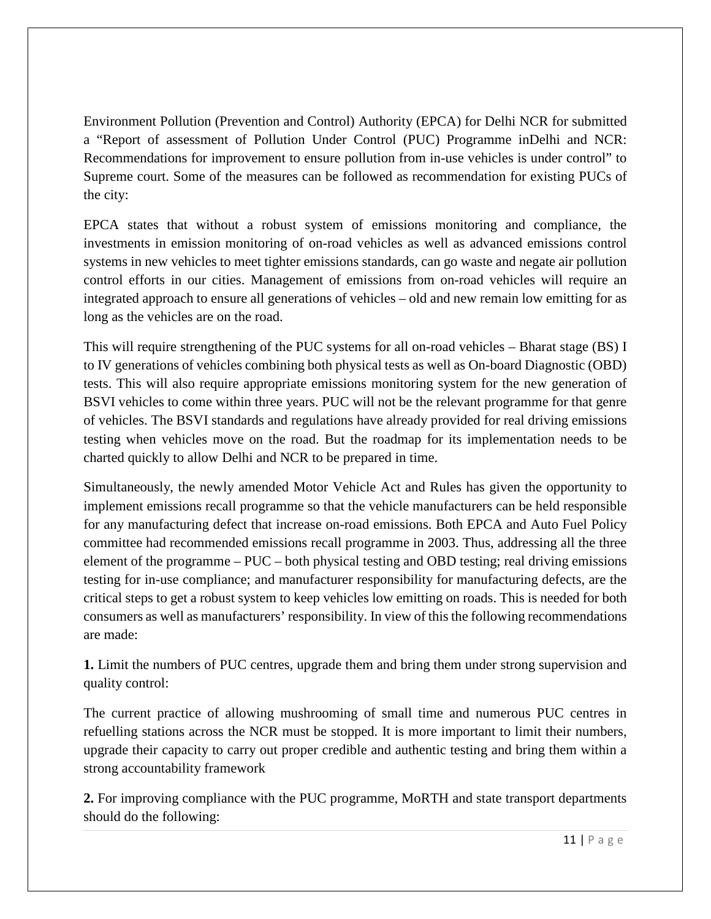Environment Pollution (Prevention and Control) Authority (EPCA) for Delhi NCR for submitted a "Report of assessment of Pollution Under Control (PUC) Programme inDelhi and NCR: Recommendations for improvement to ensure pollution from in-use vehicles is under control" to Supreme court. Some of the measures can be followed as recommendation for existing PUCs of the city:

EPCA states that without a robust system of emissions monitoring and compliance, the investments in emission monitoring of on-road vehicles as well as advanced emissions control systems in new vehicles to meet tighter emissions standards, can go waste and negate air pollution control efforts in our cities. Management of emissions from on-road vehicles will require an integrated approach to ensure all generations of vehicles – old and new remain low emitting for as long as the vehicles are on the road.

This will require strengthening of the PUC systems for all on-road vehicles – Bharat stage (BS) I to IV generations of vehicles combining both physical tests as well as On-board Diagnostic (OBD) tests. This will also require appropriate emissions monitoring system for the new generation of BSVI vehicles to come within three years. PUC will not be the relevant programme for that genre of vehicles. The BSVI standards and regulations have already provided for real driving emissions testing when vehicles move on the road. But the roadmap for its implementation needs to be charted quickly to allow Delhi and NCR to be prepared in time.

Simultaneously, the newly amended Motor Vehicle Act and Rules has given the opportunity to implement emissions recall programme so that the vehicle manufacturers can be held responsible for any manufacturing defect that increase on-road emissions. Both EPCA and Auto Fuel Policy committee had recommended emissions recall programme in 2003. Thus, addressing all the three element of the programme – PUC – both physical testing and OBD testing; real driving emissions testing for in-use compliance; and manufacturer responsibility for manufacturing defects, are the critical steps to get a robust system to keep vehicles low emitting on roads. This is needed for both consumers as well as manufacturers' responsibility. In view of this the following recommendations are made:

**1.** Limit the numbers of PUC centres, upgrade them and bring them under strong supervision and quality control:

The current practice of allowing mushrooming of small time and numerous PUC centres in refuelling stations across the NCR must be stopped. It is more important to limit their numbers, upgrade their capacity to carry out proper credible and authentic testing and bring them within a strong accountability framework

**2.** For improving compliance with the PUC programme, MoRTH and state transport departments should do the following: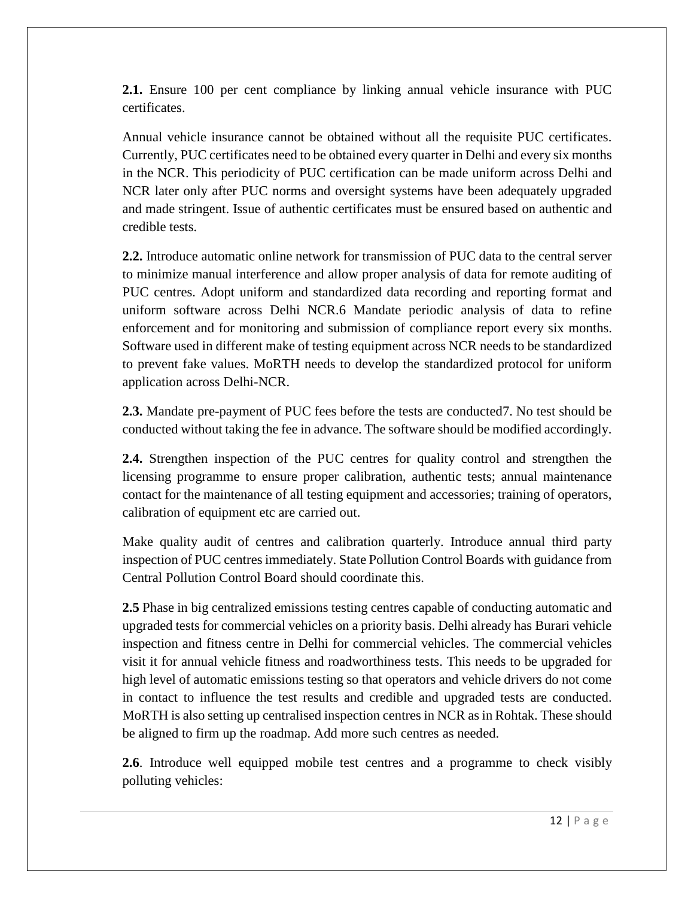**2.1.** Ensure 100 per cent compliance by linking annual vehicle insurance with PUC certificates.

Annual vehicle insurance cannot be obtained without all the requisite PUC certificates. Currently, PUC certificates need to be obtained every quarter in Delhi and every six months in the NCR. This periodicity of PUC certification can be made uniform across Delhi and NCR later only after PUC norms and oversight systems have been adequately upgraded and made stringent. Issue of authentic certificates must be ensured based on authentic and credible tests.

**2.2.** Introduce automatic online network for transmission of PUC data to the central server to minimize manual interference and allow proper analysis of data for remote auditing of PUC centres. Adopt uniform and standardized data recording and reporting format and uniform software across Delhi NCR.6 Mandate periodic analysis of data to refine enforcement and for monitoring and submission of compliance report every six months. Software used in different make of testing equipment across NCR needs to be standardized to prevent fake values. MoRTH needs to develop the standardized protocol for uniform application across Delhi-NCR.

**2.3.** Mandate pre-payment of PUC fees before the tests are conducted7. No test should be conducted without taking the fee in advance. The software should be modified accordingly.

**2.4.** Strengthen inspection of the PUC centres for quality control and strengthen the licensing programme to ensure proper calibration, authentic tests; annual maintenance contact for the maintenance of all testing equipment and accessories; training of operators, calibration of equipment etc are carried out.

Make quality audit of centres and calibration quarterly. Introduce annual third party inspection of PUC centres immediately. State Pollution Control Boards with guidance from Central Pollution Control Board should coordinate this.

**2.5** Phase in big centralized emissions testing centres capable of conducting automatic and upgraded tests for commercial vehicles on a priority basis. Delhi already has Burari vehicle inspection and fitness centre in Delhi for commercial vehicles. The commercial vehicles visit it for annual vehicle fitness and roadworthiness tests. This needs to be upgraded for high level of automatic emissions testing so that operators and vehicle drivers do not come in contact to influence the test results and credible and upgraded tests are conducted. MoRTH is also setting up centralised inspection centres in NCR as in Rohtak. These should be aligned to firm up the roadmap. Add more such centres as needed.

**2.6**. Introduce well equipped mobile test centres and a programme to check visibly polluting vehicles: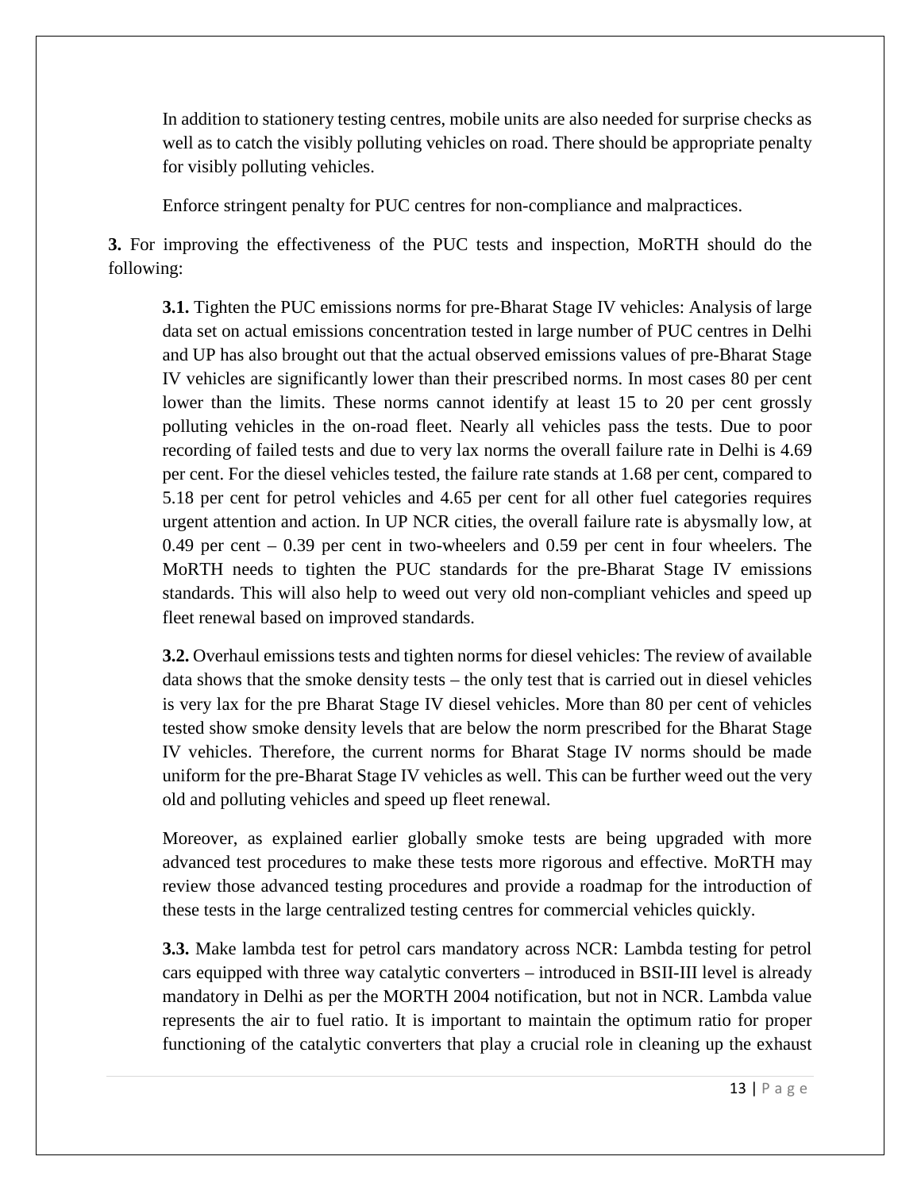In addition to stationery testing centres, mobile units are also needed for surprise checks as well as to catch the visibly polluting vehicles on road. There should be appropriate penalty for visibly polluting vehicles.

Enforce stringent penalty for PUC centres for non-compliance and malpractices.

**3.** For improving the effectiveness of the PUC tests and inspection, MoRTH should do the following:

**3.1.** Tighten the PUC emissions norms for pre-Bharat Stage IV vehicles: Analysis of large data set on actual emissions concentration tested in large number of PUC centres in Delhi and UP has also brought out that the actual observed emissions values of pre-Bharat Stage IV vehicles are significantly lower than their prescribed norms. In most cases 80 per cent lower than the limits. These norms cannot identify at least 15 to 20 per cent grossly polluting vehicles in the on-road fleet. Nearly all vehicles pass the tests. Due to poor recording of failed tests and due to very lax norms the overall failure rate in Delhi is 4.69 per cent. For the diesel vehicles tested, the failure rate stands at 1.68 per cent, compared to 5.18 per cent for petrol vehicles and 4.65 per cent for all other fuel categories requires urgent attention and action. In UP NCR cities, the overall failure rate is abysmally low, at 0.49 per cent – 0.39 per cent in two-wheelers and 0.59 per cent in four wheelers. The MoRTH needs to tighten the PUC standards for the pre-Bharat Stage IV emissions standards. This will also help to weed out very old non-compliant vehicles and speed up fleet renewal based on improved standards.

**3.2.** Overhaul emissions tests and tighten norms for diesel vehicles: The review of available data shows that the smoke density tests – the only test that is carried out in diesel vehicles is very lax for the pre Bharat Stage IV diesel vehicles. More than 80 per cent of vehicles tested show smoke density levels that are below the norm prescribed for the Bharat Stage IV vehicles. Therefore, the current norms for Bharat Stage IV norms should be made uniform for the pre-Bharat Stage IV vehicles as well. This can be further weed out the very old and polluting vehicles and speed up fleet renewal.

Moreover, as explained earlier globally smoke tests are being upgraded with more advanced test procedures to make these tests more rigorous and effective. MoRTH may review those advanced testing procedures and provide a roadmap for the introduction of these tests in the large centralized testing centres for commercial vehicles quickly.

**3.3.** Make lambda test for petrol cars mandatory across NCR: Lambda testing for petrol cars equipped with three way catalytic converters – introduced in BSII-III level is already mandatory in Delhi as per the MORTH 2004 notification, but not in NCR. Lambda value represents the air to fuel ratio. It is important to maintain the optimum ratio for proper functioning of the catalytic converters that play a crucial role in cleaning up the exhaust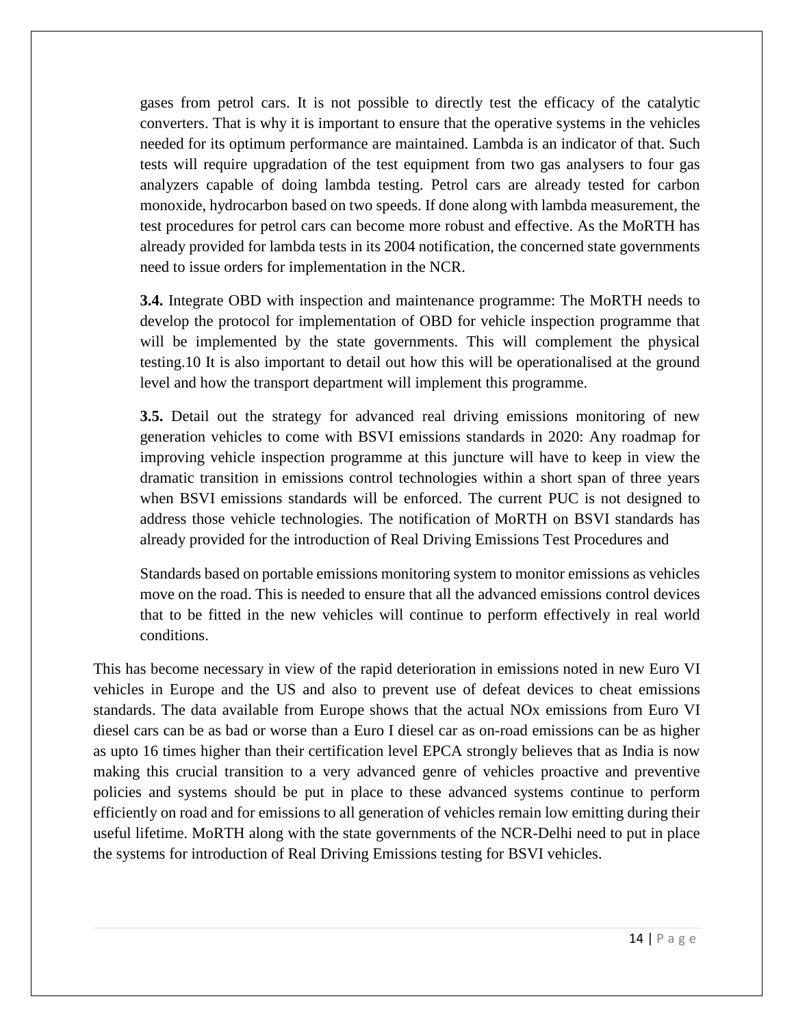gases from petrol cars. It is not possible to directly test the efficacy of the catalytic converters. That is why it is important to ensure that the operative systems in the vehicles needed for its optimum performance are maintained. Lambda is an indicator of that. Such tests will require upgradation of the test equipment from two gas analysers to four gas analyzers capable of doing lambda testing. Petrol cars are already tested for carbon monoxide, hydrocarbon based on two speeds. If done along with lambda measurement, the test procedures for petrol cars can become more robust and effective. As the MoRTH has already provided for lambda tests in its 2004 notification, the concerned state governments need to issue orders for implementation in the NCR.

**3.4.** Integrate OBD with inspection and maintenance programme: The MoRTH needs to develop the protocol for implementation of OBD for vehicle inspection programme that will be implemented by the state governments. This will complement the physical testing.10 It is also important to detail out how this will be operationalised at the ground level and how the transport department will implement this programme.

**3.5.** Detail out the strategy for advanced real driving emissions monitoring of new generation vehicles to come with BSVI emissions standards in 2020: Any roadmap for improving vehicle inspection programme at this juncture will have to keep in view the dramatic transition in emissions control technologies within a short span of three years when BSVI emissions standards will be enforced. The current PUC is not designed to address those vehicle technologies. The notification of MoRTH on BSVI standards has already provided for the introduction of Real Driving Emissions Test Procedures and

Standards based on portable emissions monitoring system to monitor emissions as vehicles move on the road. This is needed to ensure that all the advanced emissions control devices that to be fitted in the new vehicles will continue to perform effectively in real world conditions.

This has become necessary in view of the rapid deterioration in emissions noted in new Euro VI vehicles in Europe and the US and also to prevent use of defeat devices to cheat emissions standards. The data available from Europe shows that the actual NOx emissions from Euro VI diesel cars can be as bad or worse than a Euro I diesel car as on-road emissions can be as higher as upto 16 times higher than their certification level EPCA strongly believes that as India is now making this crucial transition to a very advanced genre of vehicles proactive and preventive policies and systems should be put in place to these advanced systems continue to perform efficiently on road and for emissions to all generation of vehicles remain low emitting during their useful lifetime. MoRTH along with the state governments of the NCR-Delhi need to put in place the systems for introduction of Real Driving Emissions testing for BSVI vehicles.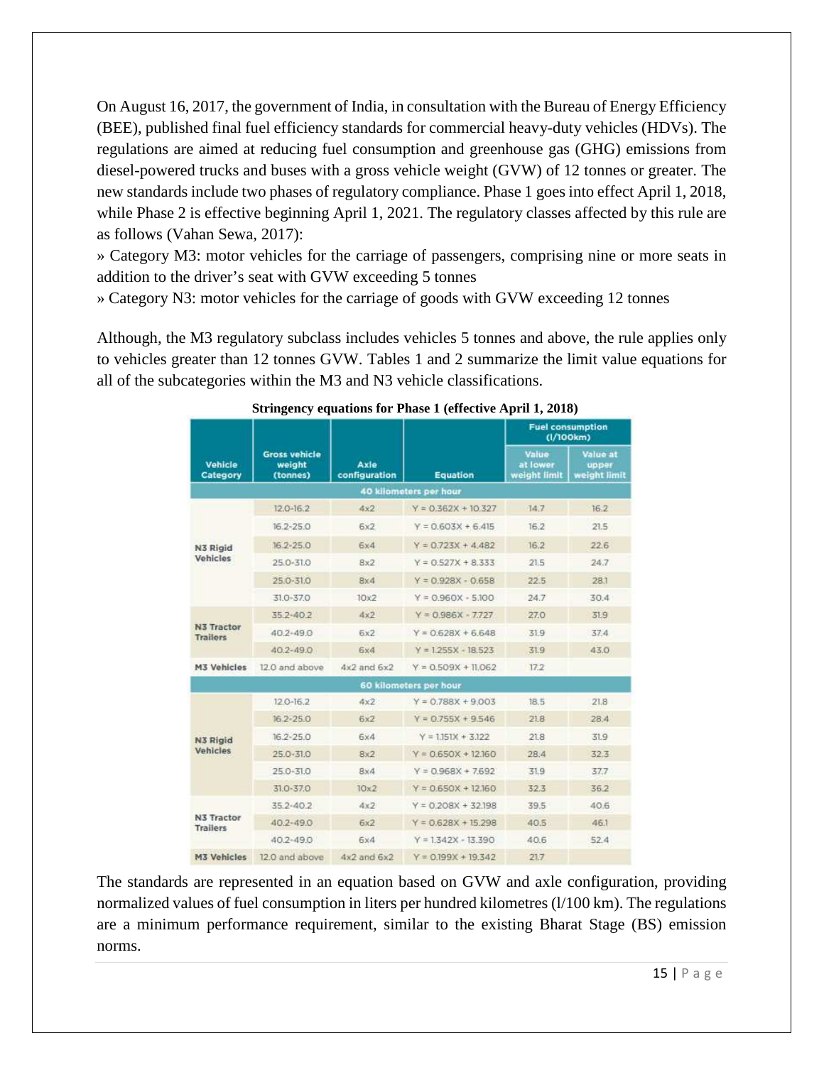On August 16, 2017, the government of India, in consultation with the Bureau of Energy Efficiency (BEE), published final fuel efficiency standards for commercial heavy-duty vehicles (HDVs). The regulations are aimed at reducing fuel consumption and greenhouse gas (GHG) emissions from diesel-powered trucks and buses with a gross vehicle weight (GVW) of 12 tonnes or greater. The new standards include two phases of regulatory compliance. Phase 1 goes into effect April 1, 2018, while Phase 2 is effective beginning April 1, 2021. The regulatory classes affected by this rule are as follows (Vahan Sewa, 2017):

» Category M3: motor vehicles for the carriage of passengers, comprising nine or more seats in addition to the driver's seat with GVW exceeding 5 tonnes

» Category N3: motor vehicles for the carriage of goods with GVW exceeding 12 tonnes

Although, the M3 regulatory subclass includes vehicles 5 tonnes and above, the rule applies only to vehicles greater than 12 tonnes GVW. Tables 1 and 2 summarize the limit value equations for all of the subcategories within the M3 and N3 vehicle classifications.

**Stringency equations for Phase 1 (effective April 1, 2018)**

| Vehicle Category | Gross vehicle weight (tonnes) | Axle configuration | Equation | Fuel consumption (l/100km) | |
|---|---|---|---|---|---|
| | | | | Value at lower weight limit | Value at upper weight limit |
| **40 kilometers per hour** | | | | | |
| N3 Rigid Vehicles | 12.0-16.2 | 4x2 | $Y = 0.362X + 10.327$ | 14.7 | 16.2 |
| | 16.2-25.0 | 6x2 | $Y = 0.603X + 6.415$ | 16.2 | 21.5 |
| | 16.2-25.0 | 6x4 | $Y = 0.723X + 4.482$ | 16.2 | 22.6 |
| | 25.0-31.0 | 8x2 | $Y = 0.527X + 8.333$ | 21.5 | 24.7 |
| | 25.0-31.0 | 8x4 | $Y = 0.928X - 0.658$ | 22.5 | 28.1 |
| | 31.0-37.0 | 10x2 | $Y = 0.960X - 5.100$ | 24.7 | 30.4 |
| N3 Tractor Trailers | 35.2-40.2 | 4x2 | $Y = 0.986X - 7.727$ | 27.0 | 31.9 |
| | 40.2-49.0 | 6x2 | $Y = 0.628X + 6.648$ | 31.9 | 37.4 |
| | 40.2-49.0 | 6x4 | $Y = 1.255X - 18.523$ | 31.9 | 43.0 |
| M3 Vehicles | 12.0 and above | 4x2 and 6x2 | $Y = 0.509X + 11.062$ | 17.2 | |
| **60 kilometers per hour** | | | | | |
| N3 Rigid Vehicles | 12.0-16.2 | 4x2 | $Y = 0.788X + 9.003$ | 18.5 | 21.8 |
| | 16.2-25.0 | 6x2 | $Y = 0.755X + 9.546$ | 21.8 | 28.4 |
| | 16.2-25.0 | 6x4 | $Y = 1.151X + 3.122$ | 21.8 | 31.9 |
| | 25.0-31.0 | 8x2 | $Y = 0.650X + 12.160$ | 28.4 | 32.3 |
| | 25.0-31.0 | 8x4 | $Y = 0.968X + 7.692$ | 31.9 | 37.7 |
| | 31.0-37.0 | 10x2 | $Y = 0.650X + 12.160$ | 32.3 | 36.2 |
| N3 Tractor Trailers | 35.2-40.2 | 4x2 | $Y = 0.208X + 32.198$ | 39.5 | 40.6 |
| | 40.2-49.0 | 6x2 | $Y = 0.628X + 15.298$ | 40.5 | 46.1 |
| | 40.2-49.0 | 6x4 | $Y = 1.342X - 13.390$ | 40.6 | 52.4 |
| M3 Vehicles | 12.0 and above | 4x2 and 6x2 | $Y = 0.199X + 19.342$ | 21.7 | |

The standards are represented in an equation based on GVW and axle configuration, providing normalized values of fuel consumption in liters per hundred kilometres (l/100 km). The regulations are a minimum performance requirement, similar to the existing Bharat Stage (BS) emission norms.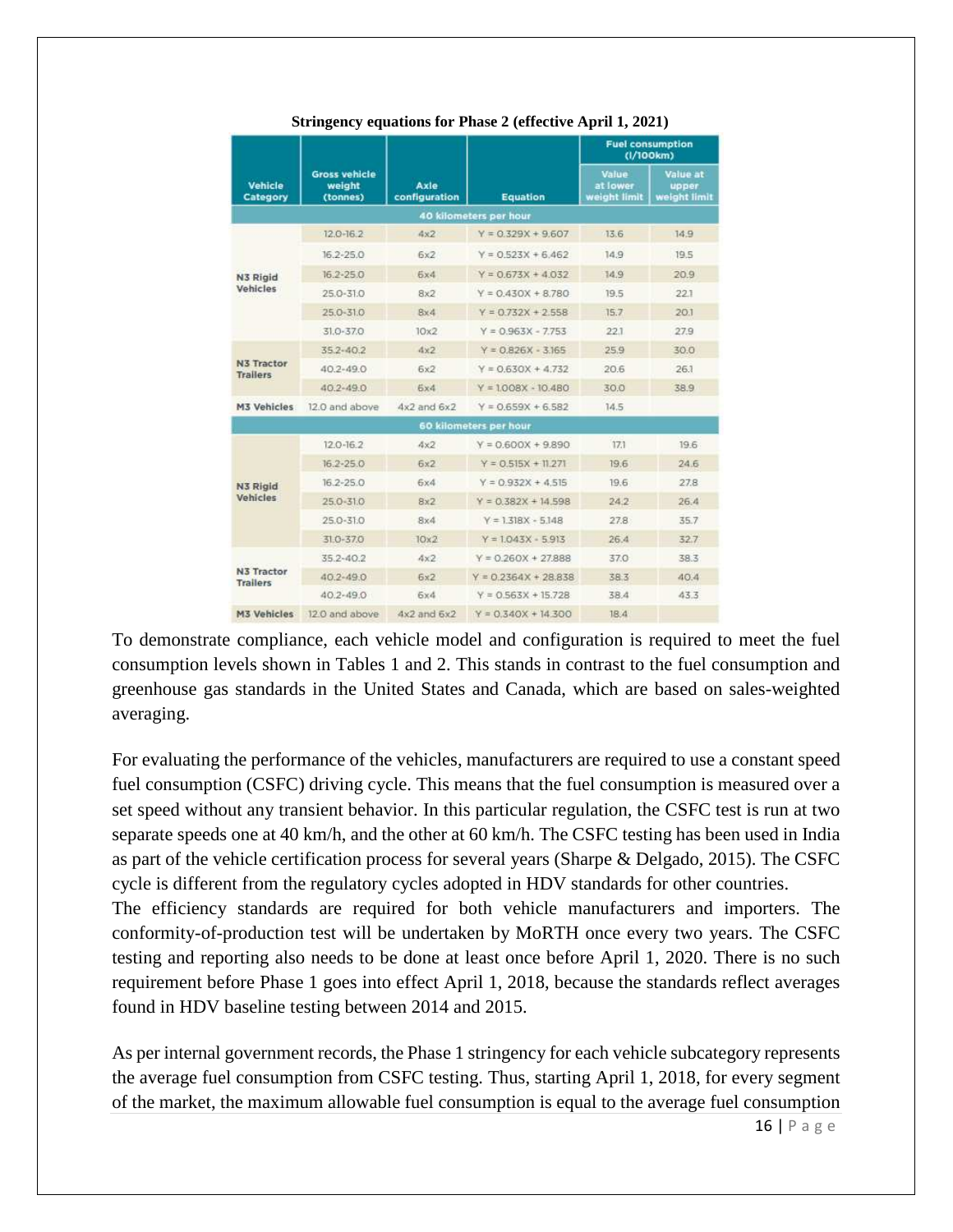**Stringency equations for Phase 2 (effective April 1, 2021)**

| Vehicle Category | Gross vehicle weight (tonnes) | Axle configuration | Equation | Fuel consumption (l/100km) | |
|---|---|---|---|---|---|
| | | | | Value at lower weight limit | Value at upper weight limit |
| **40 kilometers per hour** | | | | | |
| N3 Rigid Vehicles | 12.0-16.2 | 4x2 | Y = 0.329X + 9.607 | 13.6 | 14.9 |
| | 16.2-25.0 | 6x2 | Y = 0.523X + 6.462 | 14.9 | 19.5 |
| | 16.2-25.0 | 6x4 | Y = 0.673X + 4.032 | 14.9 | 20.9 |
| | 25.0-31.0 | 8x2 | Y = 0.430X + 8.780 | 19.5 | 22.1 |
| | 25.0-31.0 | 8x4 | Y = 0.732X + 2.558 | 15.7 | 20.1 |
| | 31.0-37.0 | 10x2 | Y = 0.963X - 7.753 | 22.1 | 27.9 |
| N3 Tractor Trailers | 35.2-40.2 | 4x2 | Y = 0.826X - 3.165 | 25.9 | 30.0 |
| | 40.2-49.0 | 6x2 | Y = 0.630X + 4.732 | 20.6 | 26.1 |
| | 40.2-49.0 | 6x4 | Y = 1.008X - 10.480 | 30.0 | 38.9 |
| M3 Vehicles | 12.0 and above | 4x2 and 6x2 | Y = 0.659X + 6.582 | 14.5 | |
| **60 kilometers per hour** | | | | | |
| N3 Rigid Vehicles | 12.0-16.2 | 4x2 | Y = 0.600X + 9.890 | 17.1 | 19.6 |
| | 16.2-25.0 | 6x2 | Y = 0.515X + 11.271 | 19.6 | 24.6 |
| | 16.2-25.0 | 6x4 | Y = 0.932X + 4.515 | 19.6 | 27.8 |
| | 25.0-31.0 | 8x2 | Y = 0.382X + 14.598 | 24.2 | 26.4 |
| | 25.0-31.0 | 8x4 | Y = 1.318X - 5.148 | 27.8 | 35.7 |
| | 31.0-37.0 | 10x2 | Y = 1.043X - 5.913 | 26.4 | 32.7 |
| N3 Tractor Trailers | 35.2-40.2 | 4x2 | Y = 0.260X + 27.888 | 37.0 | 38.3 |
| | 40.2-49.0 | 6x2 | Y = 0.2364X + 28.838 | 38.3 | 40.4 |
| | 40.2-49.0 | 6x4 | Y = 0.563X + 15.728 | 38.4 | 43.3 |
| M3 Vehicles | 12.0 and above | 4x2 and 6x2 | Y = 0.340X + 14.300 | 18.4 | |

To demonstrate compliance, each vehicle model and configuration is required to meet the fuel consumption levels shown in Tables 1 and 2. This stands in contrast to the fuel consumption and greenhouse gas standards in the United States and Canada, which are based on sales-weighted averaging.

For evaluating the performance of the vehicles, manufacturers are required to use a constant speed fuel consumption (CSFC) driving cycle. This means that the fuel consumption is measured over a set speed without any transient behavior. In this particular regulation, the CSFC test is run at two separate speeds one at 40 km/h, and the other at 60 km/h. The CSFC testing has been used in India as part of the vehicle certification process for several years (Sharpe & Delgado, 2015). The CSFC cycle is different from the regulatory cycles adopted in HDV standards for other countries.
The efficiency standards are required for both vehicle manufacturers and importers. The conformity-of-production test will be undertaken by MoRTH once every two years. The CSFC testing and reporting also needs to be done at least once before April 1, 2020. There is no such requirement before Phase 1 goes into effect April 1, 2018, because the standards reflect averages found in HDV baseline testing between 2014 and 2015.

As per internal government records, the Phase 1 stringency for each vehicle subcategory represents the average fuel consumption from CSFC testing. Thus, starting April 1, 2018, for every segment of the market, the maximum allowable fuel consumption is equal to the average fuel consumption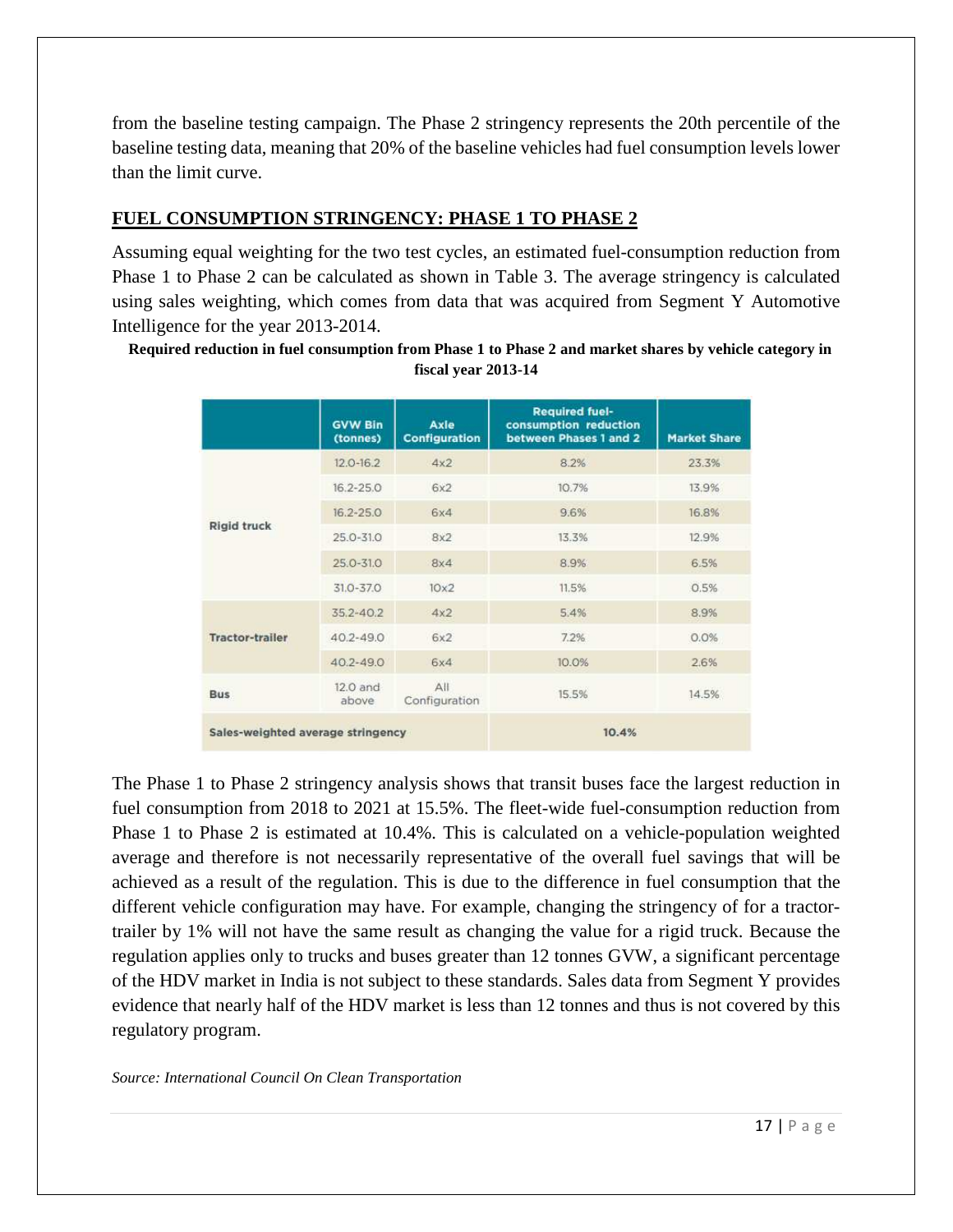from the baseline testing campaign. The Phase 2 stringency represents the 20th percentile of the baseline testing data, meaning that 20% of the baseline vehicles had fuel consumption levels lower than the limit curve.

## FUEL CONSUMPTION STRINGENCY: PHASE 1 TO PHASE 2

Assuming equal weighting for the two test cycles, an estimated fuel-consumption reduction from Phase 1 to Phase 2 can be calculated as shown in Table 3. The average stringency is calculated using sales weighting, which comes from data that was acquired from Segment Y Automotive Intelligence for the year 2013-2014.

**Required reduction in fuel consumption from Phase 1 to Phase 2 and market shares by vehicle category in fiscal year 2013-14**

| | GVW Bin (tonnes) | Axle Configuration | Required fuel-consumption reduction between Phases 1 and 2 | Market Share |
|---|---|---|---|---|
| Rigid truck | 12.0-16.2 | 4x2 | 8.2% | 23.3% |
| | 16.2-25.0 | 6x2 | 10.7% | 13.9% |
| | 16.2-25.0 | 6x4 | 9.6% | 16.8% |
| | 25.0-31.0 | 8x2 | 13.3% | 12.9% |
| | 25.0-31.0 | 8x4 | 8.9% | 6.5% |
| | 31.0-37.0 | 10x2 | 11.5% | 0.5% |
| Tractor-trailer | 35.2-40.2 | 4x2 | 5.4% | 8.9% |
| | 40.2-49.0 | 6x2 | 7.2% | 0.0% |
| | 40.2-49.0 | 6x4 | 10.0% | 2.6% |
| Bus | 12.0 and above | All Configuration | 15.5% | 14.5% |
| Sales-weighted average stringency | | | 10.4% | |

The Phase 1 to Phase 2 stringency analysis shows that transit buses face the largest reduction in fuel consumption from 2018 to 2021 at 15.5%. The fleet-wide fuel-consumption reduction from Phase 1 to Phase 2 is estimated at 10.4%. This is calculated on a vehicle-population weighted average and therefore is not necessarily representative of the overall fuel savings that will be achieved as a result of the regulation. This is due to the difference in fuel consumption that the different vehicle configuration may have. For example, changing the stringency of for a tractor-trailer by 1% will not have the same result as changing the value for a rigid truck. Because the regulation applies only to trucks and buses greater than 12 tonnes GVW, a significant percentage of the HDV market in India is not subject to these standards. Sales data from Segment Y provides evidence that nearly half of the HDV market is less than 12 tonnes and thus is not covered by this regulatory program.

*Source: International Council On Clean Transportation*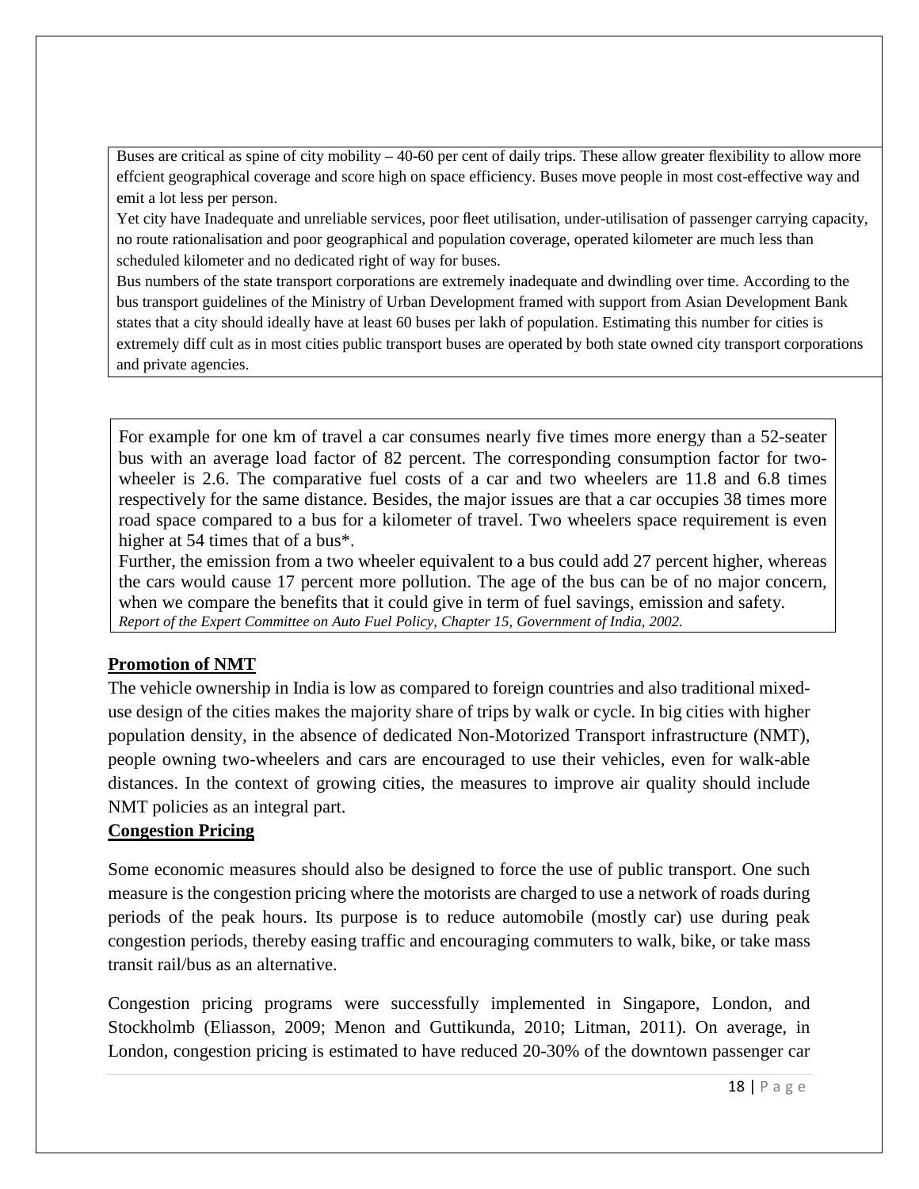Buses are critical as spine of city mobility – 40-60 per cent of daily trips. These allow greater flexibility to allow more effcient geographical coverage and score high on space efficiency. Buses move people in most cost-effective way and emit a lot less per person.

Yet city have Inadequate and unreliable services, poor fleet utilisation, under-utilisation of passenger carrying capacity, no route rationalisation and poor geographical and population coverage, operated kilometer are much less than scheduled kilometer and no dedicated right of way for buses.

Bus numbers of the state transport corporations are extremely inadequate and dwindling over time. According to the bus transport guidelines of the Ministry of Urban Development framed with support from Asian Development Bank states that a city should ideally have at least 60 buses per lakh of population. Estimating this number for cities is extremely diff cult as in most cities public transport buses are operated by both state owned city transport corporations and private agencies.

For example for one km of travel a car consumes nearly five times more energy than a 52-seater bus with an average load factor of 82 percent. The corresponding consumption factor for two-wheeler is 2.6. The comparative fuel costs of a car and two wheelers are 11.8 and 6.8 times respectively for the same distance. Besides, the major issues are that a car occupies 38 times more road space compared to a bus for a kilometer of travel. Two wheelers space requirement is even higher at 54 times that of a bus*.

Further, the emission from a two wheeler equivalent to a bus could add 27 percent higher, whereas the cars would cause 17 percent more pollution. The age of the bus can be of no major concern, when we compare the benefits that it could give in term of fuel savings, emission and safety.

*Report of the Expert Committee on Auto Fuel Policy, Chapter 15, Government of India, 2002.*

**Promotion of NMT**

The vehicle ownership in India is low as compared to foreign countries and also traditional mixed-use design of the cities makes the majority share of trips by walk or cycle. In big cities with higher population density, in the absence of dedicated Non-Motorized Transport infrastructure (NMT), people owning two-wheelers and cars are encouraged to use their vehicles, even for walk-able distances. In the context of growing cities, the measures to improve air quality should include NMT policies as an integral part.

**Congestion Pricing**

Some economic measures should also be designed to force the use of public transport. One such measure is the congestion pricing where the motorists are charged to use a network of roads during periods of the peak hours. Its purpose is to reduce automobile (mostly car) use during peak congestion periods, thereby easing traffic and encouraging commuters to walk, bike, or take mass transit rail/bus as an alternative.

Congestion pricing programs were successfully implemented in Singapore, London, and Stockholmb (Eliasson, 2009; Menon and Guttikunda, 2010; Litman, 2011). On average, in London, congestion pricing is estimated to have reduced 20-30% of the downtown passenger car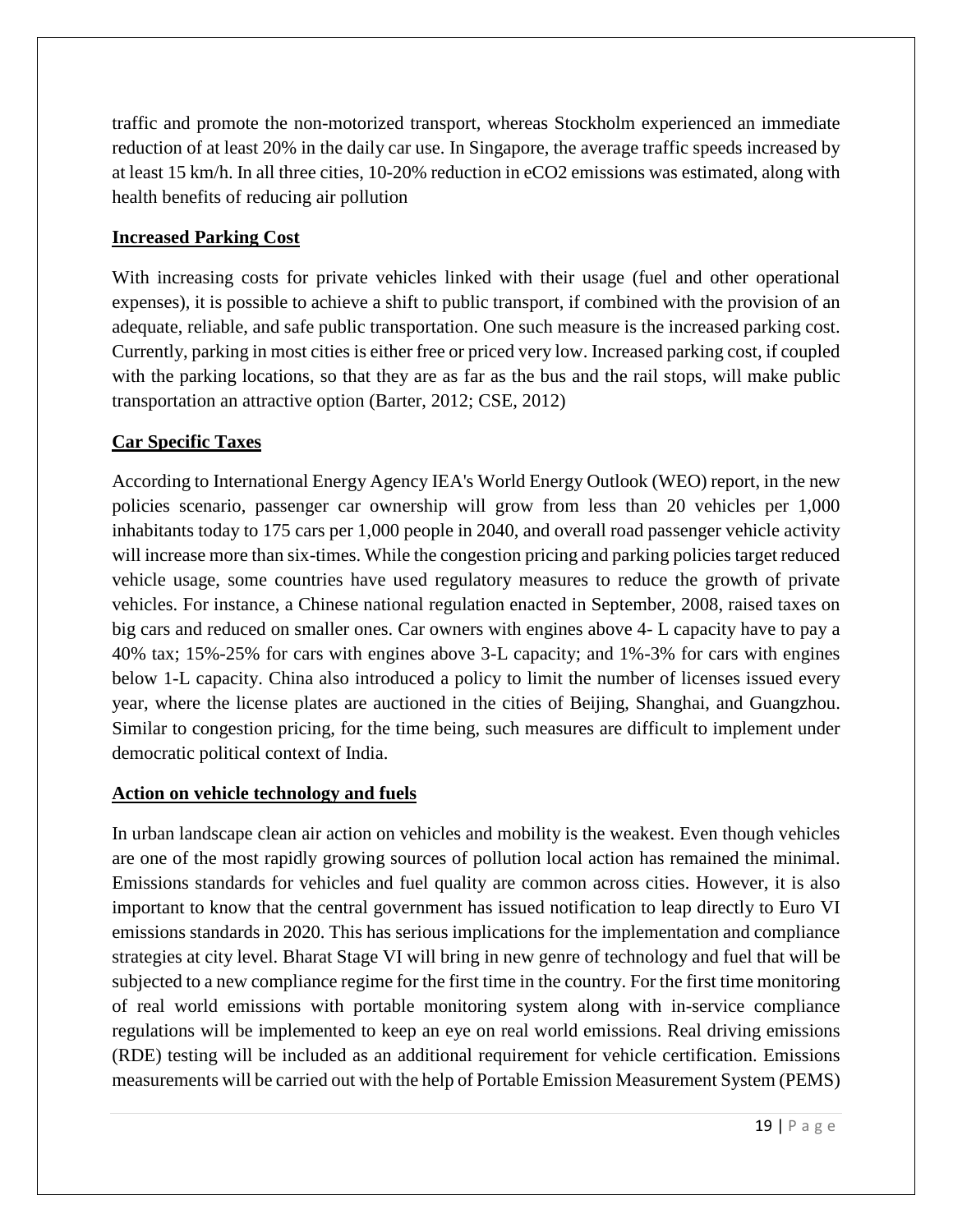traffic and promote the non-motorized transport, whereas Stockholm experienced an immediate reduction of at least 20% in the daily car use. In Singapore, the average traffic speeds increased by at least 15 km/h. In all three cities, 10-20% reduction in eCO2 emissions was estimated, along with health benefits of reducing air pollution

## Increased Parking Cost

With increasing costs for private vehicles linked with their usage (fuel and other operational expenses), it is possible to achieve a shift to public transport, if combined with the provision of an adequate, reliable, and safe public transportation. One such measure is the increased parking cost. Currently, parking in most cities is either free or priced very low. Increased parking cost, if coupled with the parking locations, so that they are as far as the bus and the rail stops, will make public transportation an attractive option (Barter, 2012; CSE, 2012)

## Car Specific Taxes

According to International Energy Agency IEA's World Energy Outlook (WEO) report, in the new policies scenario, passenger car ownership will grow from less than 20 vehicles per 1,000 inhabitants today to 175 cars per 1,000 people in 2040, and overall road passenger vehicle activity will increase more than six-times. While the congestion pricing and parking policies target reduced vehicle usage, some countries have used regulatory measures to reduce the growth of private vehicles. For instance, a Chinese national regulation enacted in September, 2008, raised taxes on big cars and reduced on smaller ones. Car owners with engines above 4- L capacity have to pay a 40% tax; 15%-25% for cars with engines above 3-L capacity; and 1%-3% for cars with engines below 1-L capacity. China also introduced a policy to limit the number of licenses issued every year, where the license plates are auctioned in the cities of Beijing, Shanghai, and Guangzhou. Similar to congestion pricing, for the time being, such measures are difficult to implement under democratic political context of India.

## Action on vehicle technology and fuels

In urban landscape clean air action on vehicles and mobility is the weakest. Even though vehicles are one of the most rapidly growing sources of pollution local action has remained the minimal. Emissions standards for vehicles and fuel quality are common across cities. However, it is also important to know that the central government has issued notification to leap directly to Euro VI emissions standards in 2020. This has serious implications for the implementation and compliance strategies at city level. Bharat Stage VI will bring in new genre of technology and fuel that will be subjected to a new compliance regime for the first time in the country. For the first time monitoring of real world emissions with portable monitoring system along with in-service compliance regulations will be implemented to keep an eye on real world emissions. Real driving emissions (RDE) testing will be included as an additional requirement for vehicle certification. Emissions measurements will be carried out with the help of Portable Emission Measurement System (PEMS)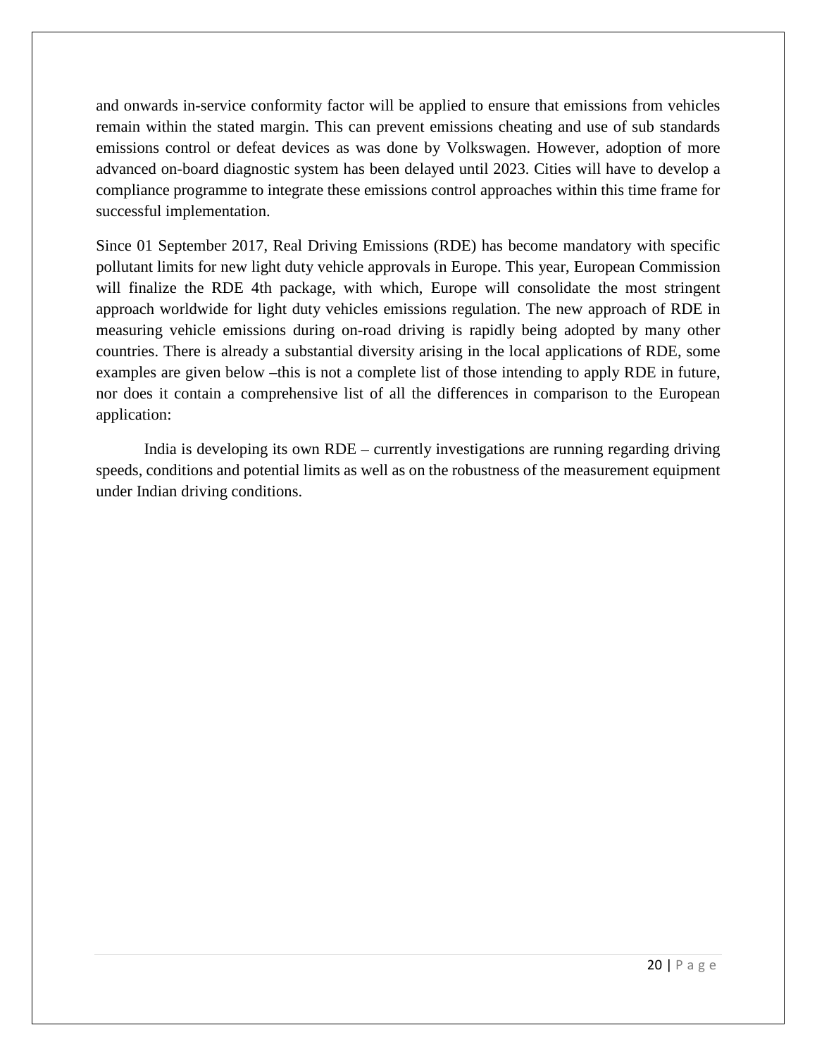and onwards in-service conformity factor will be applied to ensure that emissions from vehicles remain within the stated margin. This can prevent emissions cheating and use of sub standards emissions control or defeat devices as was done by Volkswagen. However, adoption of more advanced on-board diagnostic system has been delayed until 2023. Cities will have to develop a compliance programme to integrate these emissions control approaches within this time frame for successful implementation.

Since 01 September 2017, Real Driving Emissions (RDE) has become mandatory with specific pollutant limits for new light duty vehicle approvals in Europe. This year, European Commission will finalize the RDE 4th package, with which, Europe will consolidate the most stringent approach worldwide for light duty vehicles emissions regulation. The new approach of RDE in measuring vehicle emissions during on-road driving is rapidly being adopted by many other countries. There is already a substantial diversity arising in the local applications of RDE, some examples are given below –this is not a complete list of those intending to apply RDE in future, nor does it contain a comprehensive list of all the differences in comparison to the European application:

India is developing its own RDE – currently investigations are running regarding driving speeds, conditions and potential limits as well as on the robustness of the measurement equipment under Indian driving conditions.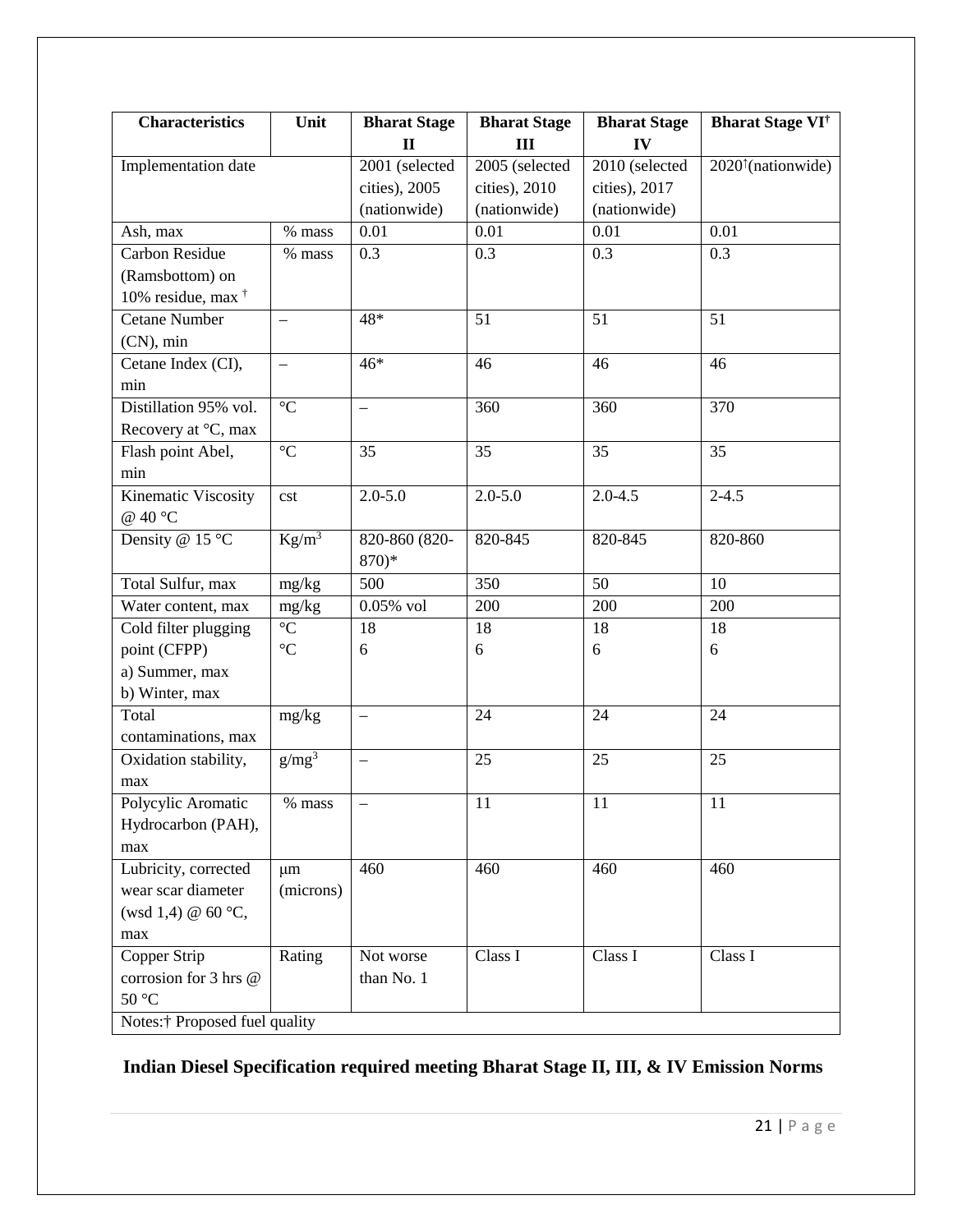| Characteristics | Unit | Bharat Stage II | Bharat Stage III | Bharat Stage IV | Bharat Stage VI† |
|---|---|---|---|---|---|
| Implementation date | | 2001 (selected cities), 2005 (nationwide) | 2005 (selected cities), 2010 (nationwide) | 2010 (selected cities), 2017 (nationwide) | 2020†(nationwide) |
| Ash, max | % mass | 0.01 | 0.01 | 0.01 | 0.01 |
| Carbon Residue (Ramsbottom) on 10% residue, max † | % mass | 0.3 | 0.3 | 0.3 | 0.3 |
| Cetane Number (CN), min | – | 48* | 51 | 51 | 51 |
| Cetane Index (CI), min | – | 46* | 46 | 46 | 46 |
| Distillation 95% vol. Recovery at °C, max | °C | – | 360 | 360 | 370 |
| Flash point Abel, min | °C | 35 | 35 | 35 | 35 |
| Kinematic Viscosity @ 40 °C | cst | 2.0-5.0 | 2.0-5.0 | 2.0-4.5 | 2-4.5 |
| Density @ 15 °C | $Kg/m^3$ | 820-860 (820-870)* | 820-845 | 820-845 | 820-860 |
| Total Sulfur, max | mg/kg | 500 | 350 | 50 | 10 |
| Water content, max | mg/kg | 0.05% vol | 200 | 200 | 200 |
| Cold filter plugging point (CFPP) a) Summer, max b) Winter, max | °C °C | 18 6 | 18 6 | 18 6 | 18 6 |
| Total contaminations, max | mg/kg | – | 24 | 24 | 24 |
| Oxidation stability, max | $g/mg^3$ | – | 25 | 25 | 25 |
| Polycylic Aromatic Hydrocarbon (PAH), max | % mass | – | 11 | 11 | 11 |
| Lubricity, corrected wear scar diameter (wsd 1,4) @ 60 °C, max | μm (microns) | 460 | 460 | 460 | 460 |
| Copper Strip corrosion for 3 hrs @ 50 °C | Rating | Not worse than No. 1 | Class I | Class I | Class I |
| Notes:† Proposed fuel quality | | | | | |

**Indian Diesel Specification required meeting Bharat Stage II, III, & IV Emission Norms**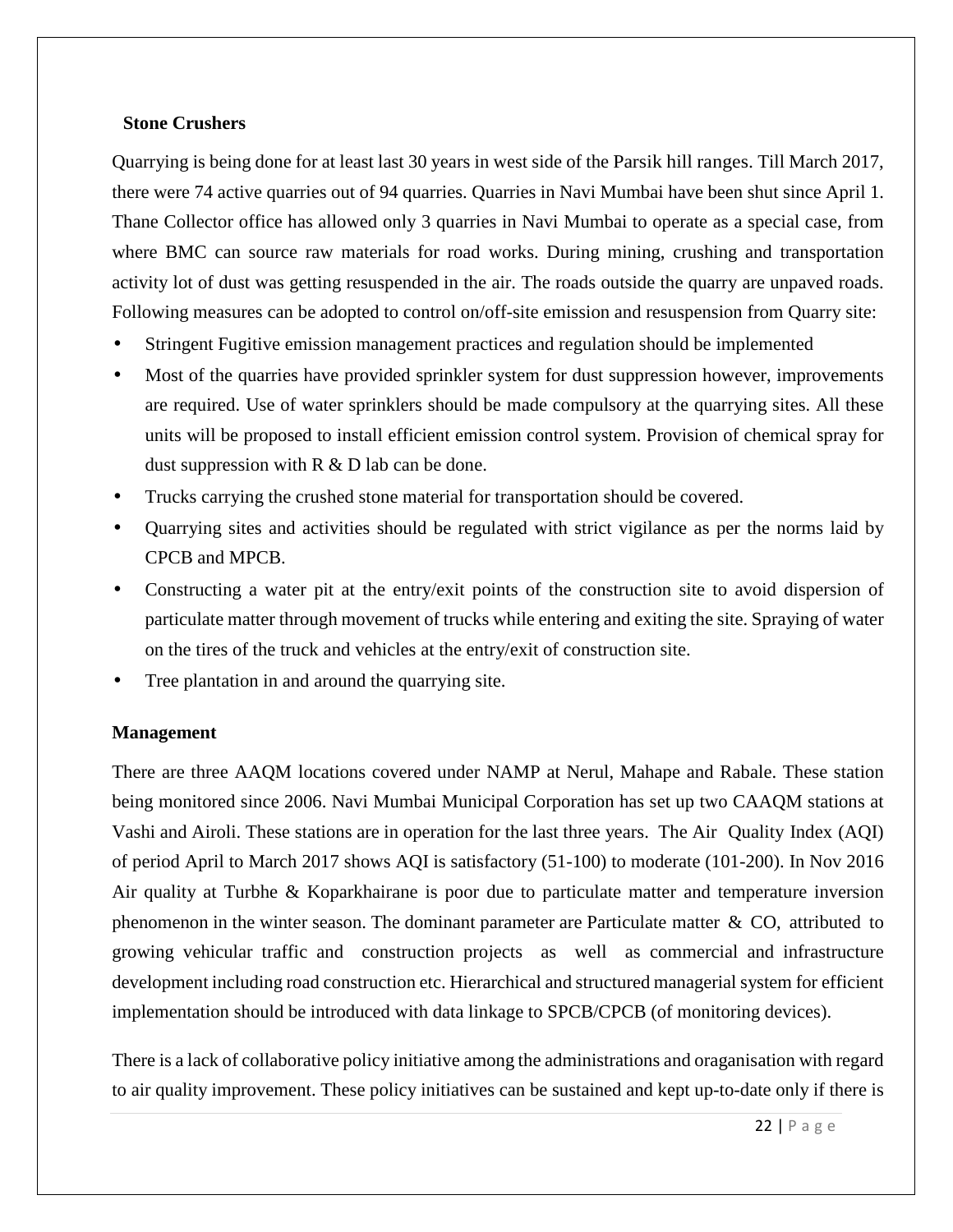**Stone Crushers**

Quarrying is being done for at least last 30 years in west side of the Parsik hill ranges. Till March 2017, there were 74 active quarries out of 94 quarries. Quarries in Navi Mumbai have been shut since April 1. Thane Collector office has allowed only 3 quarries in Navi Mumbai to operate as a special case, from where BMC can source raw materials for road works. During mining, crushing and transportation activity lot of dust was getting resuspended in the air. The roads outside the quarry are unpaved roads. Following measures can be adopted to control on/off-site emission and resuspension from Quarry site:

- Stringent Fugitive emission management practices and regulation should be implemented
- Most of the quarries have provided sprinkler system for dust suppression however, improvements are required. Use of water sprinklers should be made compulsory at the quarrying sites. All these units will be proposed to install efficient emission control system. Provision of chemical spray for dust suppression with R & D lab can be done.
- Trucks carrying the crushed stone material for transportation should be covered.
- Quarrying sites and activities should be regulated with strict vigilance as per the norms laid by CPCB and MPCB.
- Constructing a water pit at the entry/exit points of the construction site to avoid dispersion of particulate matter through movement of trucks while entering and exiting the site. Spraying of water on the tires of the truck and vehicles at the entry/exit of construction site.
- Tree plantation in and around the quarrying site.

**Management**

There are three AAQM locations covered under NAMP at Nerul, Mahape and Rabale. These station being monitored since 2006. Navi Mumbai Municipal Corporation has set up two CAAQM stations at Vashi and Airoli. These stations are in operation for the last three years. The Air Quality Index (AQI) of period April to March 2017 shows AQI is satisfactory (51-100) to moderate (101-200). In Nov 2016 Air quality at Turbhe & Koparkhairane is poor due to particulate matter and temperature inversion phenomenon in the winter season. The dominant parameter are Particulate matter & CO, attributed to growing vehicular traffic and construction projects as well as commercial and infrastructure development including road construction etc. Hierarchical and structured managerial system for efficient implementation should be introduced with data linkage to SPCB/CPCB (of monitoring devices).

There is a lack of collaborative policy initiative among the administrations and oraganisation with regard to air quality improvement. These policy initiatives can be sustained and kept up-to-date only if there is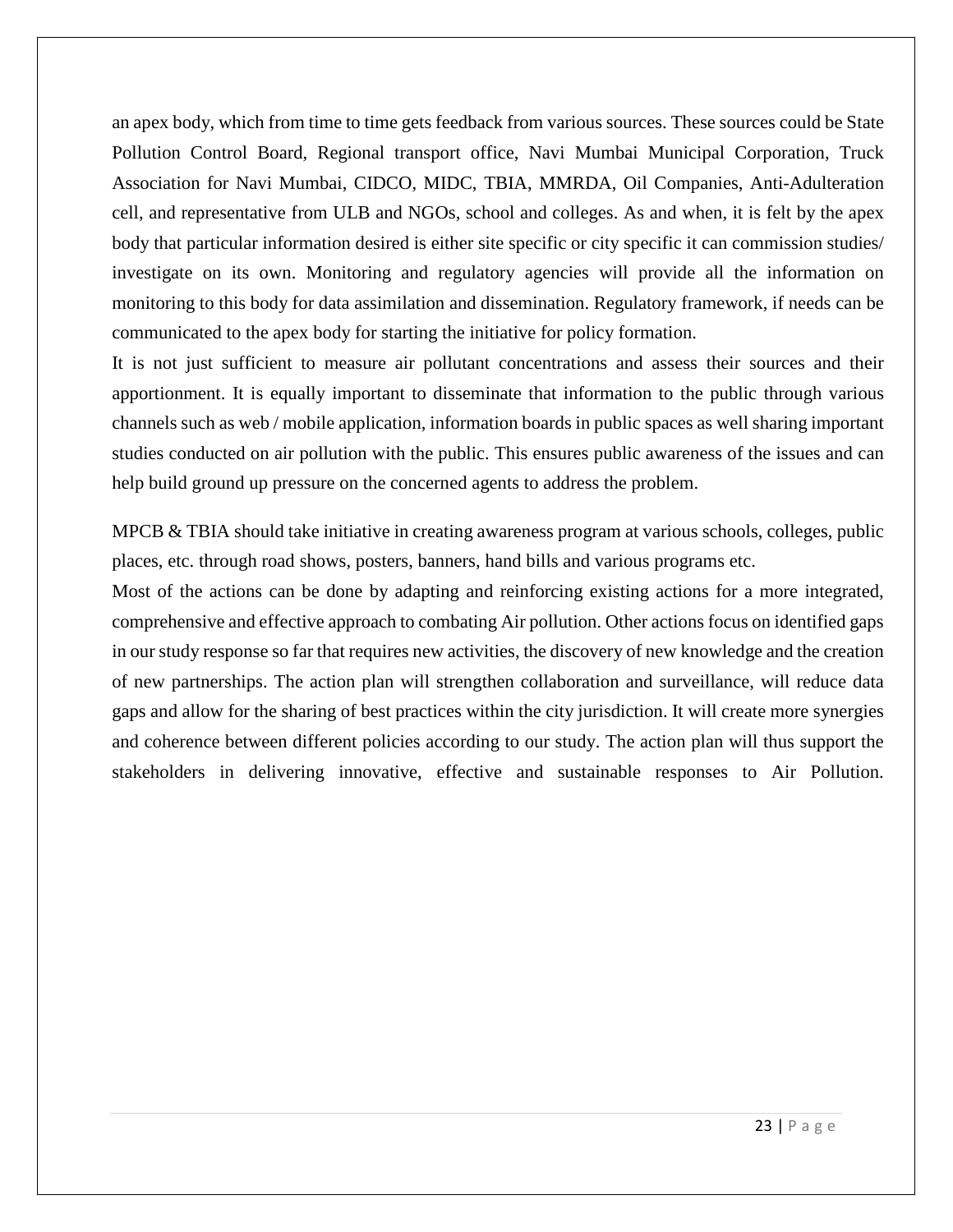an apex body, which from time to time gets feedback from various sources. These sources could be State Pollution Control Board, Regional transport office, Navi Mumbai Municipal Corporation, Truck Association for Navi Mumbai, CIDCO, MIDC, TBIA, MMRDA, Oil Companies, Anti-Adulteration cell, and representative from ULB and NGOs, school and colleges. As and when, it is felt by the apex body that particular information desired is either site specific or city specific it can commission studies/ investigate on its own. Monitoring and regulatory agencies will provide all the information on monitoring to this body for data assimilation and dissemination. Regulatory framework, if needs can be communicated to the apex body for starting the initiative for policy formation.

It is not just sufficient to measure air pollutant concentrations and assess their sources and their apportionment. It is equally important to disseminate that information to the public through various channels such as web / mobile application, information boards in public spaces as well sharing important studies conducted on air pollution with the public. This ensures public awareness of the issues and can help build ground up pressure on the concerned agents to address the problem.

MPCB & TBIA should take initiative in creating awareness program at various schools, colleges, public places, etc. through road shows, posters, banners, hand bills and various programs etc.

Most of the actions can be done by adapting and reinforcing existing actions for a more integrated, comprehensive and effective approach to combating Air pollution. Other actions focus on identified gaps in our study response so far that requires new activities, the discovery of new knowledge and the creation of new partnerships. The action plan will strengthen collaboration and surveillance, will reduce data gaps and allow for the sharing of best practices within the city jurisdiction. It will create more synergies and coherence between different policies according to our study. The action plan will thus support the stakeholders in delivering innovative, effective and sustainable responses to Air Pollution.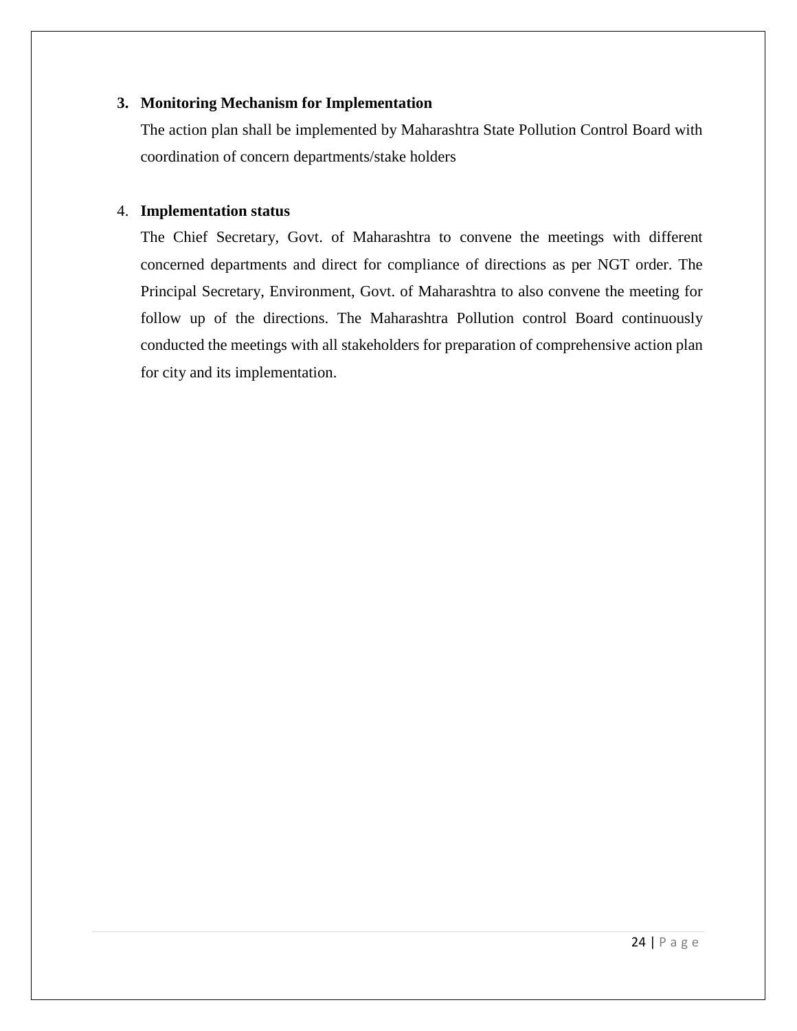3. **Monitoring Mechanism for Implementation**

   The action plan shall be implemented by Maharashtra State Pollution Control Board with coordination of concern departments/stake holders

4. **Implementation status**

   The Chief Secretary, Govt. of Maharashtra to convene the meetings with different concerned departments and direct for compliance of directions as per NGT order. The Principal Secretary, Environment, Govt. of Maharashtra to also convene the meeting for follow up of the directions. The Maharashtra Pollution control Board continuously conducted the meetings with all stakeholders for preparation of comprehensive action plan for city and its implementation.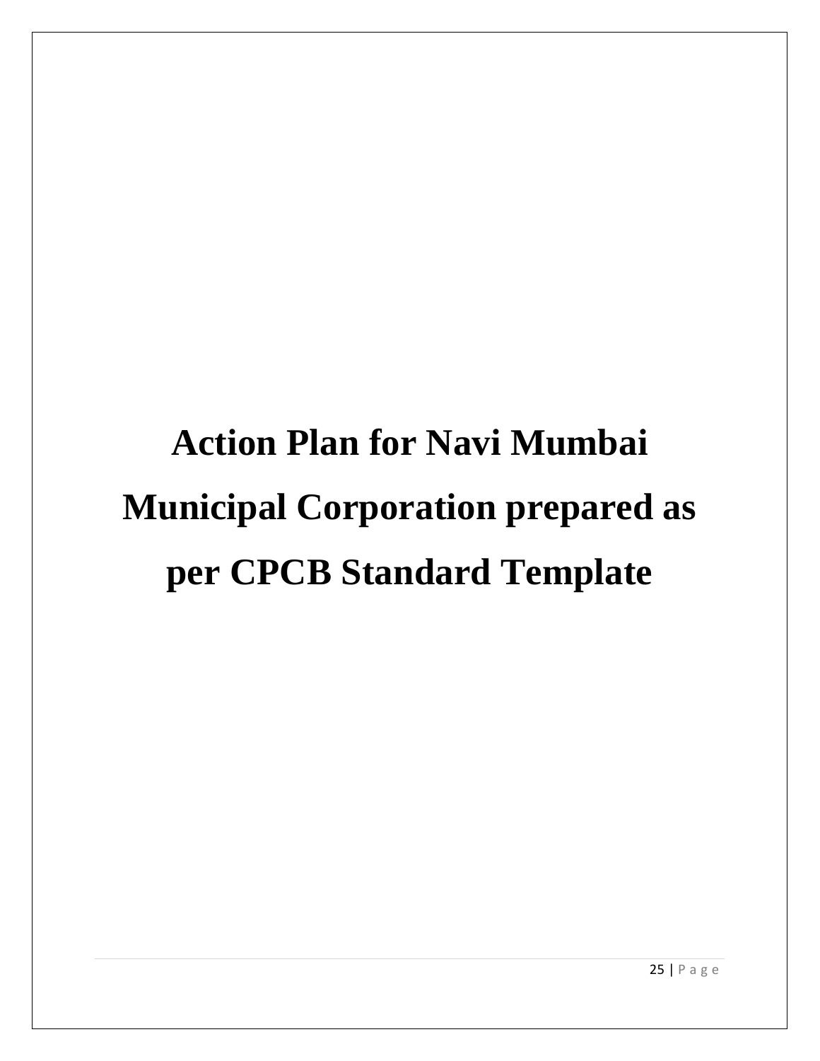# Action Plan for Navi Mumbai Municipal Corporation prepared as per CPCB Standard Template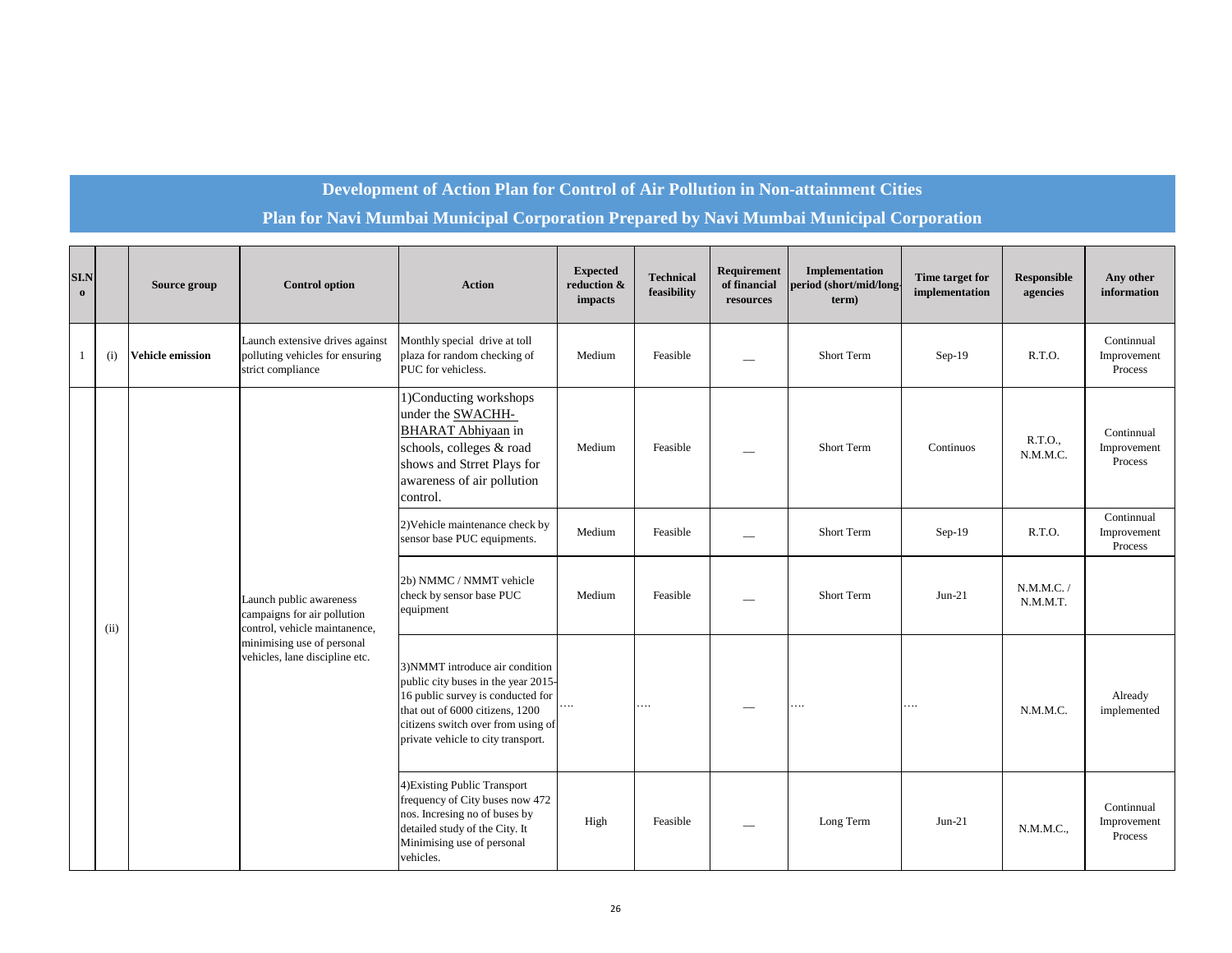# Development of Action Plan for Control of Air Pollution in Non-attainment Cities

## Plan for Navi Mumbai Municipal Corporation Prepared by Navi Mumbai Municipal Corporation

| Sl.No | | Source group | Control option | Action | Expected reduction & impacts | Technical feasibility | Requirement of financial resources | Implementation period (short/mid/long-term) | Time target for implementation | Responsible agencies | Any other information |
|---|---|---|---|---|---|---|---|---|---|---|---|
| 1 | (i) | **Vehicle emission** | Launch extensive drives against polluting vehicles for ensuring strict compliance | Monthly special drive at toll plaza for random checking of PUC for vehicless. | Medium | Feasible | __ | Short Term | Sep-19 | R.T.O. | Continnual Improvement Process |
| | (ii) | | Launch public awareness campaigns for air pollution control, vehicle maintanence, minimising use of personal vehicles, lane discipline etc. | 1)Conducting workshops under the SWACHH-BHARAT Abhiyaan in schools, colleges & road shows and Strret Plays for awareness of air pollution control. | Medium | Feasible | __ | Short Term | Continuos | R.T.O., N.M.M.C. | Continnual Improvement Process |
| | | | | 2)Vehicle maintenance check by sensor base PUC equipments. | Medium | Feasible | __ | Short Term | Sep-19 | R.T.O. | Continnual Improvement Process |
| | | | | 2b) NMMC / NMMT vehicle check by sensor base PUC equipment | Medium | Feasible | __ | Short Term | Jun-21 | N.M.M.C. / N.M.M.T. | |
| | | | | 3)NMMT introduce air condition public city buses in the year 2015-16 public survey is conducted for that out of 6000 citizens, 1200 citizens switch over from using of private vehicle to city transport. | …. | …. | __ | …. | …. | N.M.M.C. | Already implemented |
| | | | | 4)Existing Public Transport frequency of City buses now 472 nos. Incresing no of buses by detailed study of the City. It Minimising use of personal vehicles. | High | Feasible | __ | Long Term | Jun-21 | N.M.M.C., | Continnual Improvement Process |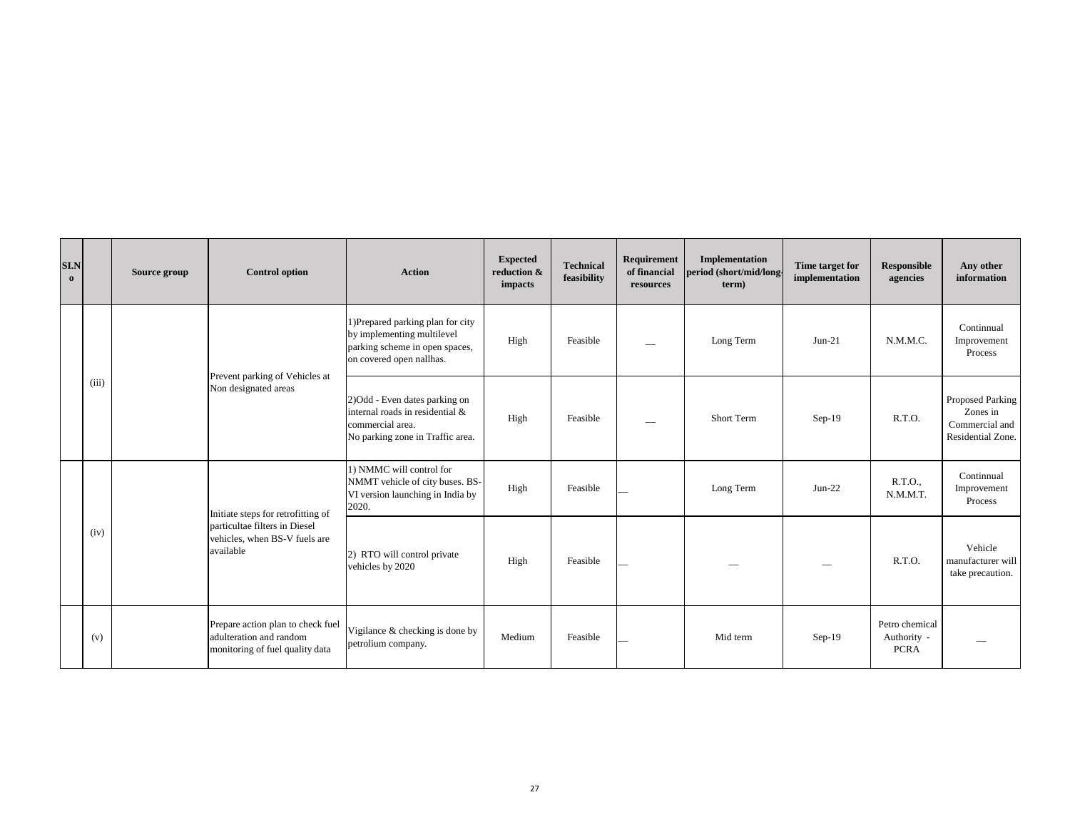| Sl.No | | Source group | Control option | Action | Expected reduction & impacts | Technical feasibility | Requirement of financial resources | Implementation period (short/mid/long-term) | Time target for implementation | Responsible agencies | Any other information |
|---|---|---|---|---|---|---|---|---|---|---|---|
| | (iii) | | Prevent parking of Vehicles at Non designated areas | 1)Prepared parking plan for city by implementing multilevel parking scheme in open spaces, on covered open nallhas. | High | Feasible | __ | Long Term | Jun-21 | N.M.M.C. | Continnual Improvement Process |
| | | | | 2)Odd - Even dates parking on internal roads in residential & commercial area. No parking zone in Traffic area. | High | Feasible | __ | Short Term | Sep-19 | R.T.O. | Proposed Parking Zones in Commercial and Residential Zone. |
| | (iv) | | Initiate steps for retrofitting of particultae filters in Diesel vehicles, when BS-V fuels are available | 1) NMMC will control for NMMT vehicle of city buses. BS-VI version launching in India by 2020. | High | Feasible | __ | Long Term | Jun-22 | R.T.O., N.M.M.T. | Continnual Improvement Process |
| | | | | 2) RTO will control private vehicles by 2020 | High | Feasible | __ | __ | __ | R.T.O. | Vehicle manufacturer will take precaution. |
| | (v) | | Prepare action plan to check fuel adulteration and random monitoring of fuel quality data | Vigilance & checking is done by petrolium company. | Medium | Feasible | __ | Mid term | Sep-19 | Petro chemical Authority - PCRA | __ |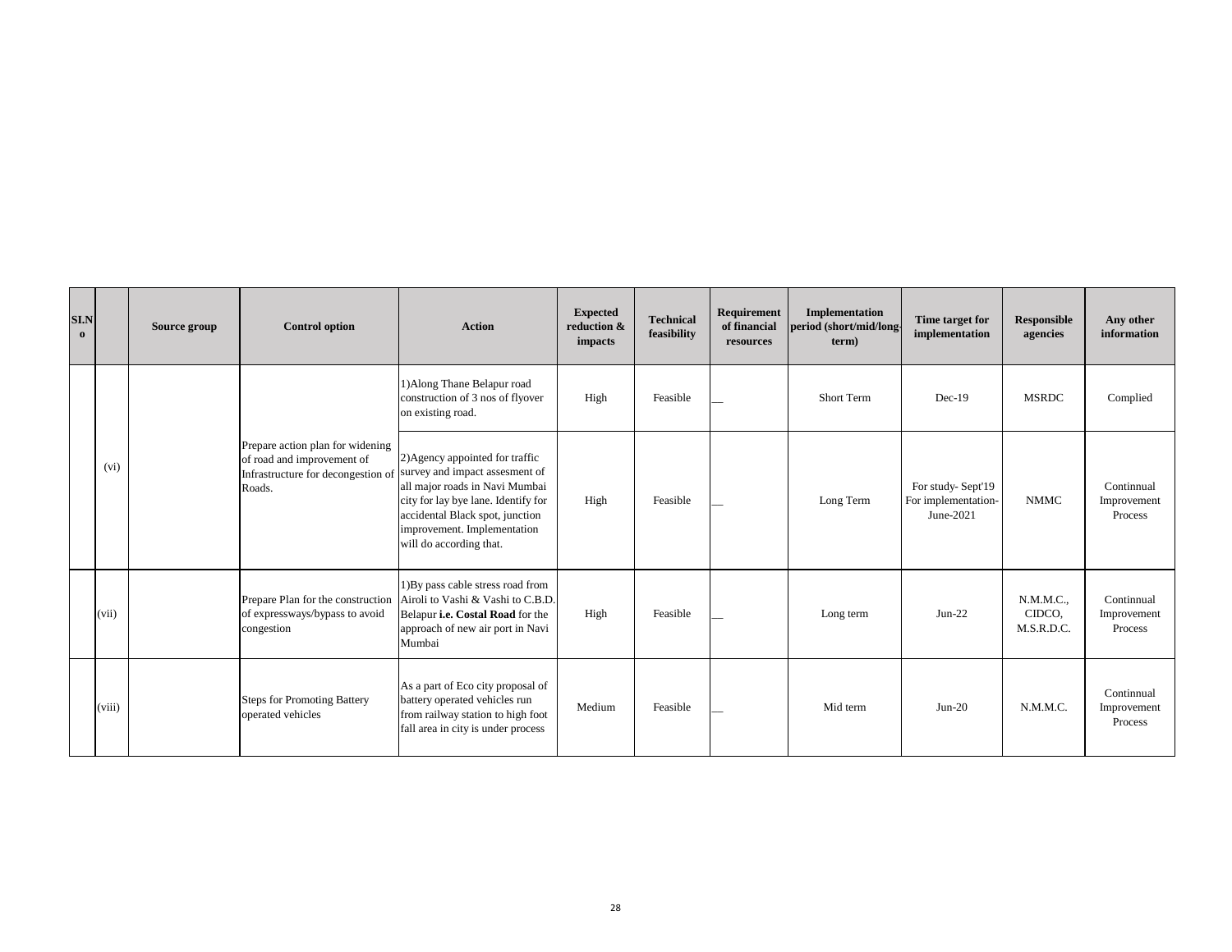| SI.No | | Source group | Control option | Action | Expected reduction & impacts | Technical feasibility | Requirement of financial resources | Implementation period (short/mid/long-term) | Time target for implementation | Responsible agencies | Any other information |
|---|---|---|---|---|---|---|---|---|---|---|---|
| | (vi) | | Prepare action plan for widening of road and improvement of Infrastructure for decongestion of Roads. | 1)Along Thane Belapur road construction of 3 nos of flyover on existing road. | High | Feasible | __ | Short Term | Dec-19 | MSRDC | Complied |
| | | | | 2)Agency appointed for traffic survey and impact assesment of all major roads in Navi Mumbai city for lay bye lane. Identify for accidental Black spot, junction improvement. Implementation will do according that. | High | Feasible | __ | Long Term | For study- Sept'19 For implementation- June-2021 | NMMC | Continnual Improvement Process |
| | (vii) | | Prepare Plan for the construction of expressways/bypass to avoid congestion | 1)By pass cable stress road from Airoli to Vashi & Vashi to C.B.D. Belapur **i.e. Costal Road** for the approach of new air port in Navi Mumbai | High | Feasible | __ | Long term | Jun-22 | N.M.M.C., CIDCO, M.S.R.D.C. | Continnual Improvement Process |
| | (viii) | | Steps for Promoting Battery operated vehicles | As a part of Eco city proposal of battery operated vehicles run from railway station to high foot fall area in city is under process | Medium | Feasible | __ | Mid term | Jun-20 | N.M.M.C. | Continnual Improvement Process |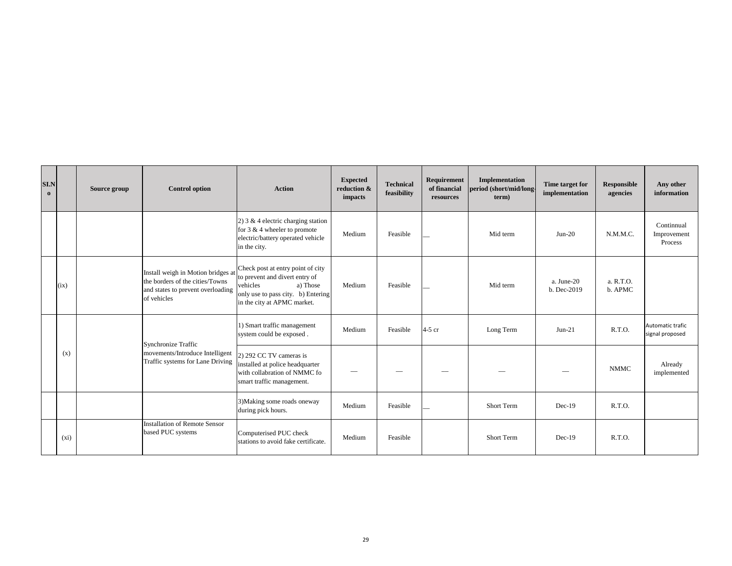| SI.No | | Source group | Control option | Action | Expected reduction & impacts | Technical feasibility | Requirement of financial resources | Implementation period (short/mid/long-term) | Time target for implementation | Responsible agencies | Any other information |
|---|---|---|---|---|---|---|---|---|---|---|---|
| | | | | 2) 3 & 4 electric charging station for 3 & 4 wheeler to promote electric/battery operated vehicle in the city. | Medium | Feasible | __ | Mid term | Jun-20 | N.M.M.C. | Continnual Improvement Process |
| | (ix) | | Install weigh in Motion bridges at the borders of the cities/Towns and states to prevent overloading of vehicles | Check post at entry point of city to prevent and divert entry of vehicles a) Those only use to pass city. b) Entering in the city at APMC market. | Medium | Feasible | __ | Mid term | a. June-20<br>b. Dec-2019 | a. R.T.O.<br>b. APMC | |
| | (x) | | Synchronize Traffic movements/Introduce Intelligent Traffic systems for Lane Driving | 1) Smart traffic management system could be exposed . | Medium | Feasible | 4-5 cr | Long Term | Jun-21 | R.T.O. | Automatic trafic signal proposed |
| | | | | 2) 292 CC TV cameras is installed at police headquarter with collabration of NMMC fo smart traffic management. | __ | __ | __ | __ | __ | NMMC | Already implemented |
| | | | | 3)Making some roads oneway during pick hours. | Medium | Feasible | __ | Short Term | Dec-19 | R.T.O. | |
| | (xi) | | Installation of Remote Sensor based PUC systems | Computerised PUC check stations to avoid fake certificate. | Medium | Feasible | | Short Term | Dec-19 | R.T.O. | |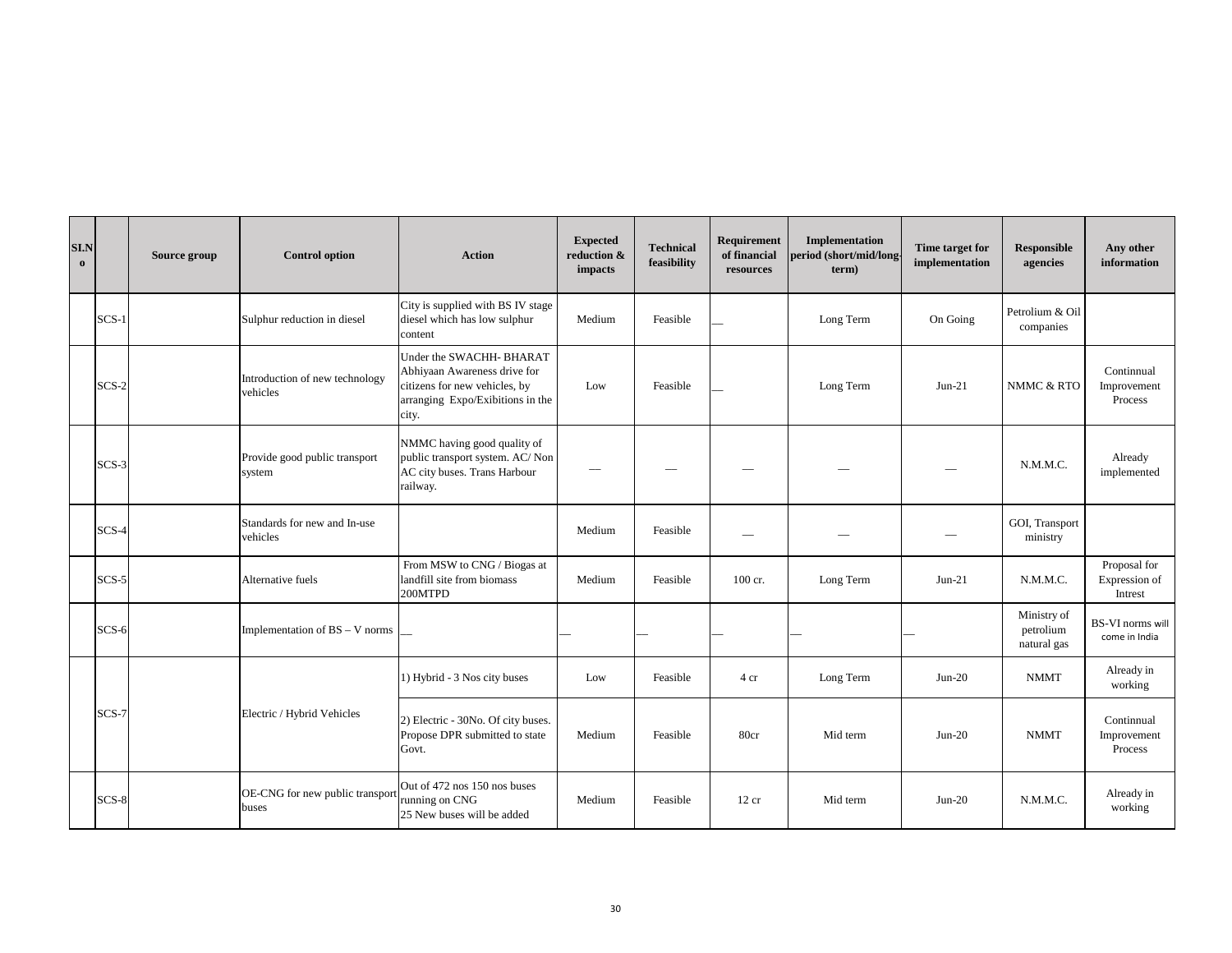| Sl.No | | Source group | Control option | Action | Expected reduction & impacts | Technical feasibility | Requirement of financial resources | Implementation period (short/mid/long-term) | Time target for implementation | Responsible agencies | Any other information |
|---|---|---|---|---|---|---|---|---|---|---|---|
| | SCS-1 | | Sulphur reduction in diesel | City is supplied with BS IV stage diesel which has low sulphur content | Medium | Feasible | __ | Long Term | On Going | Petrolium & Oil companies | |
| | SCS-2 | | Introduction of new technology vehicles | Under the SWACHH- BHARAT Abhiyaan Awareness drive for citizens for new vehicles, by arranging Expo/Exibitions in the city. | Low | Feasible | __ | Long Term | Jun-21 | NMMC & RTO | Continnual Improvement Process |
| | SCS-3 | | Provide good public transport system | NMMC having good quality of public transport system. AC/ Non AC city buses. Trans Harbour railway. | — | — | — | — | — | N.M.M.C. | Already implemented |
| | SCS-4 | | Standards for new and In-use vehicles | | Medium | Feasible | — | — | — | GOI, Transport ministry | |
| | SCS-5 | | Alternative fuels | From MSW to CNG / Biogas at landfill site from biomass 200MTPD | Medium | Feasible | 100 cr. | Long Term | Jun-21 | N.M.M.C. | Proposal for Expression of Intrest |
| | SCS-6 | | Implementation of BS – V norms | __ | __ | __ | __ | __ | __ | Ministry of petrolium natural gas | BS-VI norms will come in India |
| | SCS-7 | | Electric / Hybrid Vehicles | 1) Hybrid - 3 Nos city buses | Low | Feasible | 4 cr | Long Term | Jun-20 | NMMT | Already in working |
| | | | | 2) Electric - 30No. Of city buses. Propose DPR submitted to state Govt. | Medium | Feasible | 80cr | Mid term | Jun-20 | NMMT | Continnual Improvement Process |
| | SCS-8 | | OE-CNG for new public transport buses | Out of 472 nos 150 nos buses running on CNG<br>25 New buses will be added | Medium | Feasible | 12 cr | Mid term | Jun-20 | N.M.M.C. | Already in working |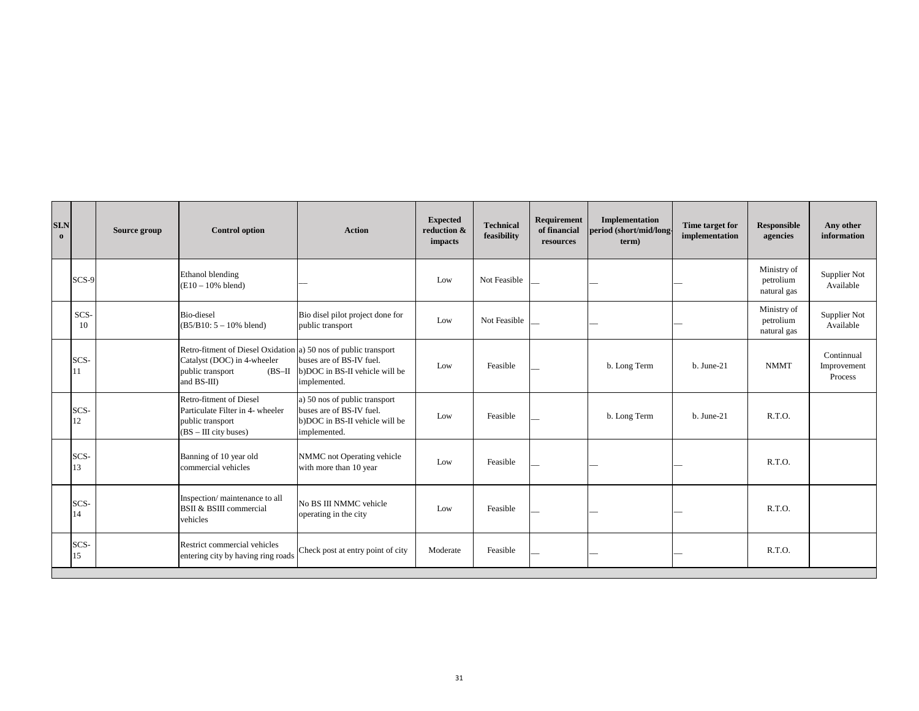| Sl.No | | Source group | Control option | Action | Expected reduction & impacts | Technical feasibility | Requirement of financial resources | Implementation period (short/mid/long-term) | Time target for implementation | Responsible agencies | Any other information |
|---|---|---|---|---|---|---|---|---|---|---|---|
| | SCS-9 | | Ethanol blending (E10 – 10% blend) | __ | Low | Not Feasible | __ | __ | __ | Ministry of petrolium natural gas | Supplier Not Available |
| | SCS-10 | | Bio-diesel (B5/B10: 5 – 10% blend) | Bio disel pilot project done for public transport | Low | Not Feasible | __ | __ | __ | Ministry of petrolium natural gas | Supplier Not Available |
| | SCS-11 | | Retro-fitment of Diesel Oxidation Catalyst (DOC) in 4-wheeler public transport (BS–II and BS-III) | a) 50 nos of public transport buses are of BS-IV fuel. b)DOC in BS-II vehicle will be implemented. | Low | Feasible | __ | b. Long Term | b. June-21 | NMMT | Continnual Improvement Process |
| | SCS-12 | | Retro-fitment of Diesel Particulate Filter in 4- wheeler public transport (BS – III city buses) | a) 50 nos of public transport buses are of BS-IV fuel. b)DOC in BS-II vehicle will be implemented. | Low | Feasible | __ | b. Long Term | b. June-21 | R.T.O. | |
| | SCS-13 | | Banning of 10 year old commercial vehicles | NMMC not Operating vehicle with more than 10 year | Low | Feasible | __ | __ | __ | R.T.O. | |
| | SCS-14 | | Inspection/ maintenance to all BSII & BSIII commercial vehicles | No BS III NMMC vehicle operating in the city | Low | Feasible | __ | __ | __ | R.T.O. | |
| | SCS-15 | | Restrict commercial vehicles entering city by having ring roads | Check post at entry point of city | Moderate | Feasible | __ | __ | __ | R.T.O. | |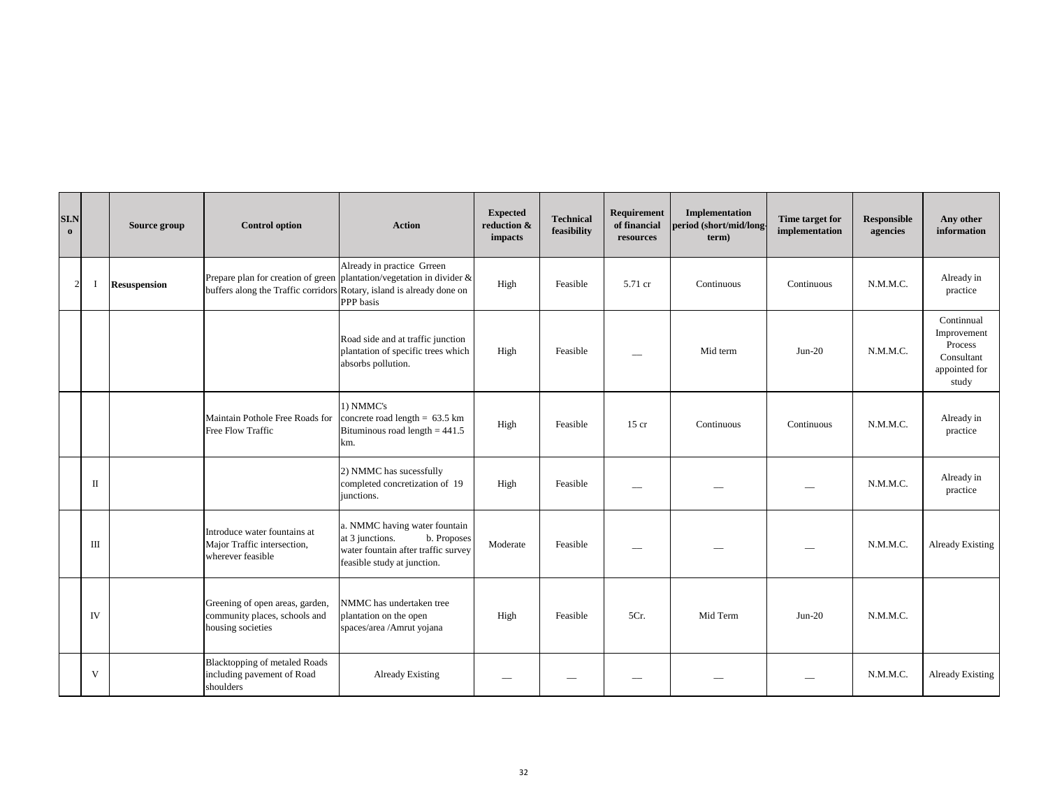| Sl.No |  | Source group | Control option | Action | Expected reduction & impacts | Technical feasibility | Requirement of financial resources | Implementation period (short/mid/long-term) | Time target for implementation | Responsible agencies | Any other information |
|---|---|---|---|---|---|---|---|---|---|---|---|
| 2 | I | **Resuspension** | Prepare plan for creation of green buffers along the Traffic corridors | Already in practice Grreen plantation/vegetation in divider & Rotary, island is already done on PPP basis | High | Feasible | 5.71 cr | Continuous | Continuous | N.M.M.C. | Already in practice |
|  |  |  |  | Road side and at traffic junction plantation of specific trees which absorbs pollution. | High | Feasible | __ | Mid term | Jun-20 | N.M.M.C. | Continnual Improvement Process Consultant appointed for study |
|  |  |  | Maintain Pothole Free Roads for Free Flow Traffic | 1) NMMC's concrete road length = 63.5 km Bituminous road length = 441.5 km. | High | Feasible | 15 cr | Continuous | Continuous | N.M.M.C. | Already in practice |
|  | II |  |  | 2) NMMC has sucessfully completed concretization of 19 junctions. | High | Feasible | __ | __ | __ | N.M.M.C. | Already in practice |
|  | III |  | Introduce water fountains at Major Traffic intersection, wherever feasible | a. NMMC having water fountain at 3 junctions. b. Proposes water fountain after traffic survey feasible study at junction. | Moderate | Feasible | __ | __ | __ | N.M.M.C. | Already Existing |
|  | IV |  | Greening of open areas, garden, community places, schools and housing societies | NMMC has undertaken tree plantation on the open spaces/area /Amrut yojana | High | Feasible | 5Cr. | Mid Term | Jun-20 | N.M.M.C. |  |
|  | V |  | Blacktopping of metaled Roads including pavement of Road shoulders | Already Existing | __ | __ | __ | __ | __ | N.M.M.C. | Already Existing |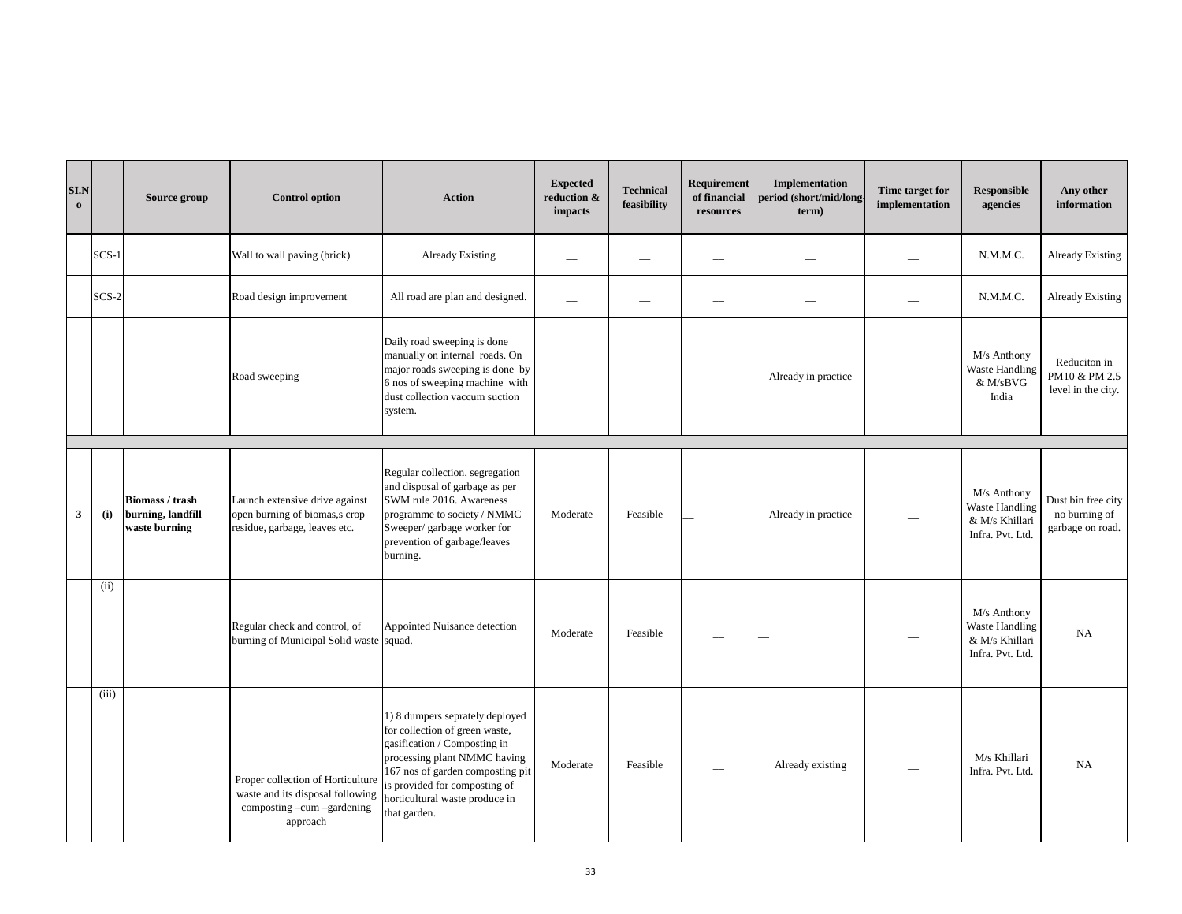| Sl.No | | Source group | Control option | Action | Expected reduction & impacts | Technical feasibility | Requirement of financial resources | Implementation period (short/mid/long-term) | Time target for implementation | Responsible agencies | Any other information |
|---|---|---|---|---|---|---|---|---|---|---|---|
| | SCS-1 | | Wall to wall paving (brick) | Already Existing | __ | __ | __ | __ | __ | N.M.M.C. | Already Existing |
| | SCS-2 | | Road design improvement | All road are plan and designed. | __ | __ | __ | __ | __ | N.M.M.C. | Already Existing |
| | | | Road sweeping | Daily road sweeping is done manually on internal roads. On major roads sweeping is done by 6 nos of sweeping machine with dust collection vaccum suction system. | __ | __ | __ | Already in practice | __ | M/s Anthony Waste Handling & M/sBVG India | Reduciton in PM10 & PM 2.5 level in the city. |
| | | | | | | | | | | | |
| **3** | **(i)** | **Biomass / trash burning, landfill waste burning** | Launch extensive drive against open burning of biomas,s crop residue, garbage, leaves etc. | Regular collection, segregation and disposal of garbage as per SWM rule 2016. Awareness programme to society / NMMC Sweeper/ garbage worker for prevention of garbage/leaves burning. | Moderate | Feasible | __ | Already in practice | __ | M/s Anthony Waste Handling & M/s Khillari Infra. Pvt. Ltd. | Dust bin free city no burning of garbage on road. |
| | (ii) | | Regular check and control, of burning of Municipal Solid waste | Appointed Nuisance detection squad. | Moderate | Feasible | __ | __ | __ | M/s Anthony Waste Handling & M/s Khillari Infra. Pvt. Ltd. | NA |
| | (iii) | | Proper collection of Horticulture waste and its disposal following composting –cum –gardening approach | 1) 8 dumpers seprately deployed for collection of green waste, gasification / Composting in processing plant NMMC having 167 nos of garden composting pit is provided for composting of horticultural waste produce in that garden. | Moderate | Feasible | __ | Already existing | __ | M/s Khillari Infra. Pvt. Ltd. | NA |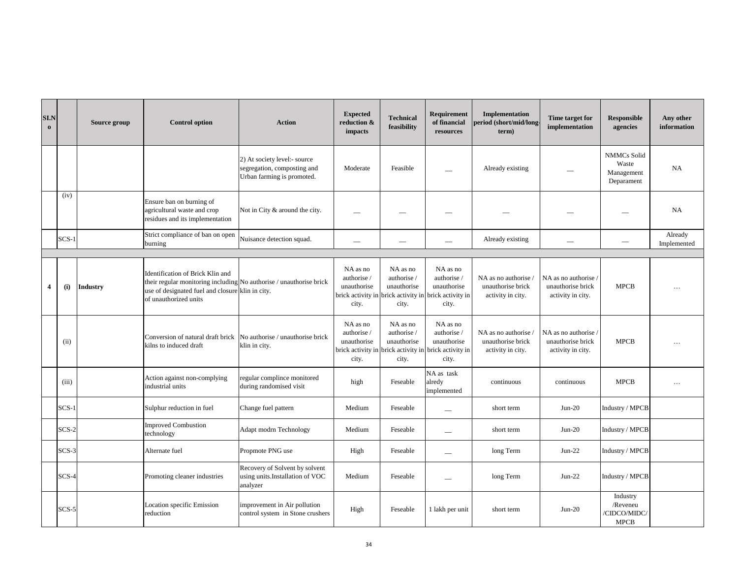| Sl.No | | Source group | Control option | Action | Expected reduction & impacts | Technical feasibility | Requirement of financial resources | Implementation period (short/mid/long-term) | Time target for implementation | Responsible agencies | Any other information |
|---|---|---|---|---|---|---|---|---|---|---|---|
| | | | | 2) At society level:- source segregation, composting and Urban farming is promoted. | Moderate | Feasible | __ | Already existing | __ | NMMCs Solid Waste Management Deparament | NA |
| | (iv) | | Ensure ban on burning of agricultural waste and crop residues and its implementation | Not in City & around the city. | __ | __ | __ | __ | __ | __ | NA |
| | SCS-1 | | Strict compliance of ban on open burning | Nuisance detection squad. | __ | __ | __ | Already existing | __ | __ | Already Implemented |
| | | | | | | | | | | | |
| **4** | **(i)** | **Industry** | Identification of Brick Klin and their regular monitoring including use of designated fuel and closure of unauthorized units | No authorise / unauthorise brick klin in city. | NA as no authorise / unauthorise brick activity in city. | NA as no authorise / unauthorise brick activity in city. | NA as no authorise / unauthorise brick activity in city. | NA as no authorise / unauthorise brick activity in city. | NA as no authorise / unauthorise brick activity in city. | MPCB | … |
| | (ii) | | Conversion of natural draft brick kilns to induced draft | No authorise / unauthorise brick klin in city. | NA as no authorise / unauthorise brick activity in city. | NA as no authorise / unauthorise brick activity in city. | NA as no authorise / unauthorise brick activity in city. | NA as no authorise / unauthorise brick activity in city. | NA as no authorise / unauthorise brick activity in city. | MPCB | … |
| | (iii) | | Action against non-complying industrial units | regular complince monitored during randomised visit | high | Feseable | NA as task alredy implemented | continuous | continuous | MPCB | … |
| | SCS-1 | | Sulphur reduction in fuel | Change fuel pattern | Medium | Feseable | __ | short term | Jun-20 | Industry / MPCB | |
| | SCS-2 | | Improved Combustion technology | Adapt modrn Technology | Medium | Feseable | __ | short term | Jun-20 | Industry / MPCB | |
| | SCS-3 | | Alternate fuel | Propmote PNG use | High | Feseable | __ | long Term | Jun-22 | Industry / MPCB | |
| | SCS-4 | | Promoting cleaner industries | Recovery of Solvent by solvent using units.Installation of VOC analyzer | Medium | Feseable | __ | long Term | Jun-22 | Industry / MPCB | |
| | SCS-5 | | Location specific Emission reduction | improvement in Air pollution control system in Stone crushers | High | Feseable | 1 lakh per unit | short term | Jun-20 | Industry /Reveneu /CIDCO/MIDC/ MPCB | |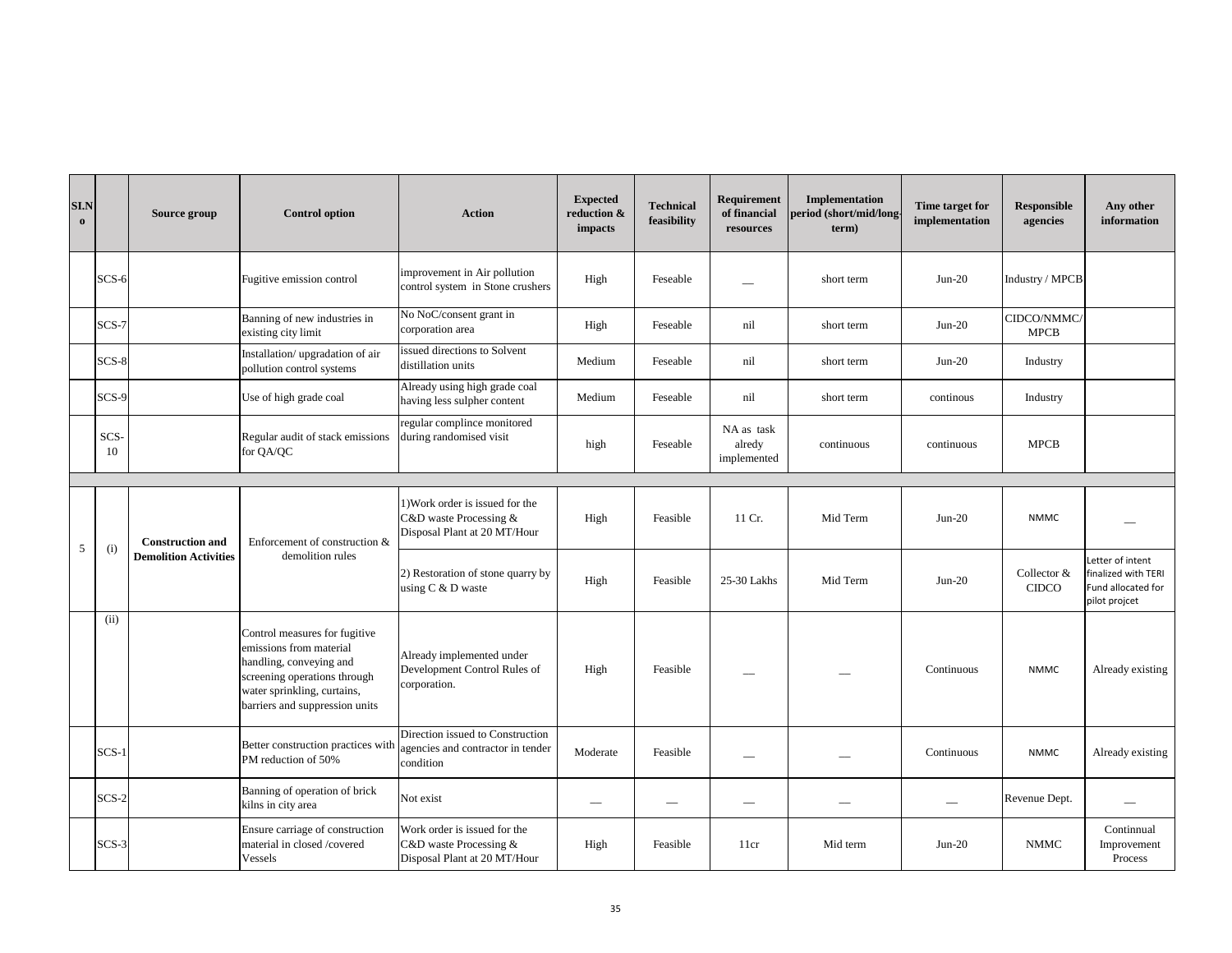| SI.No | | Source group | Control option | Action | Expected reduction & impacts | Technical feasibility | Requirement of financial resources | Implementation period (short/mid/long-term) | Time target for implementation | Responsible agencies | Any other information |
|---|---|---|---|---|---|---|---|---|---|---|---|
| | SCS-6 | | Fugitive emission control | improvement in Air pollution control system in Stone crushers | High | Feseable | __ | short term | Jun-20 | Industry / MPCB | |
| | SCS-7 | | Banning of new industries in existing city limit | No NoC/consent grant in corporation area | High | Feseable | nil | short term | Jun-20 | CIDCO/NMMC/MPCB | |
| | SCS-8 | | Installation/ upgradation of air pollution control systems | issued directions to Solvent distillation units | Medium | Feseable | nil | short term | Jun-20 | Industry | |
| | SCS-9 | | Use of high grade coal | Already using high grade coal having less sulpher content | Medium | Feseable | nil | short term | continous | Industry | |
| | SCS-10 | | Regular audit of stack emissions for QA/QC | regular complince monitored during randomised visit | high | Feseable | NA as task alredy implemented | continuous | continuous | MPCB | |
| | | | | | | | | | | | |
| 5 | (i) | **Construction and Demolition Activities** | Enforcement of construction & demolition rules | 1)Work order is issued for the C&D waste Processing & Disposal Plant at 20 MT/Hour | High | Feasible | 11 Cr. | Mid Term | Jun-20 | NMMC | __ |
| | | | | 2) Restoration of stone quarry by using C & D waste | High | Feasible | 25-30 Lakhs | Mid Term | Jun-20 | Collector & CIDCO | Letter of intent finalized with TERI Fund allocated for pilot projcet |
| | (ii) | | Control measures for fugitive emissions from material handling, conveying and screening operations through water sprinkling, curtains, barriers and suppression units | Already implemented under Development Control Rules of corporation. | High | Feasible | __ | __ | Continuous | NMMC | Already existing |
| | SCS-1 | | Better construction practices with PM reduction of 50% | Direction issued to Construction agencies and contractor in tender condition | Moderate | Feasible | __ | __ | Continuous | NMMC | Already existing |
| | SCS-2 | | Banning of operation of brick kilns in city area | Not exist | __ | __ | __ | __ | __ | Revenue Dept. | __ |
| | SCS-3 | | Ensure carriage of construction material in closed /covered Vessels | Work order is issued for the C&D waste Processing & Disposal Plant at 20 MT/Hour | High | Feasible | 11cr | Mid term | Jun-20 | NMMC | Continnual Improvement Process |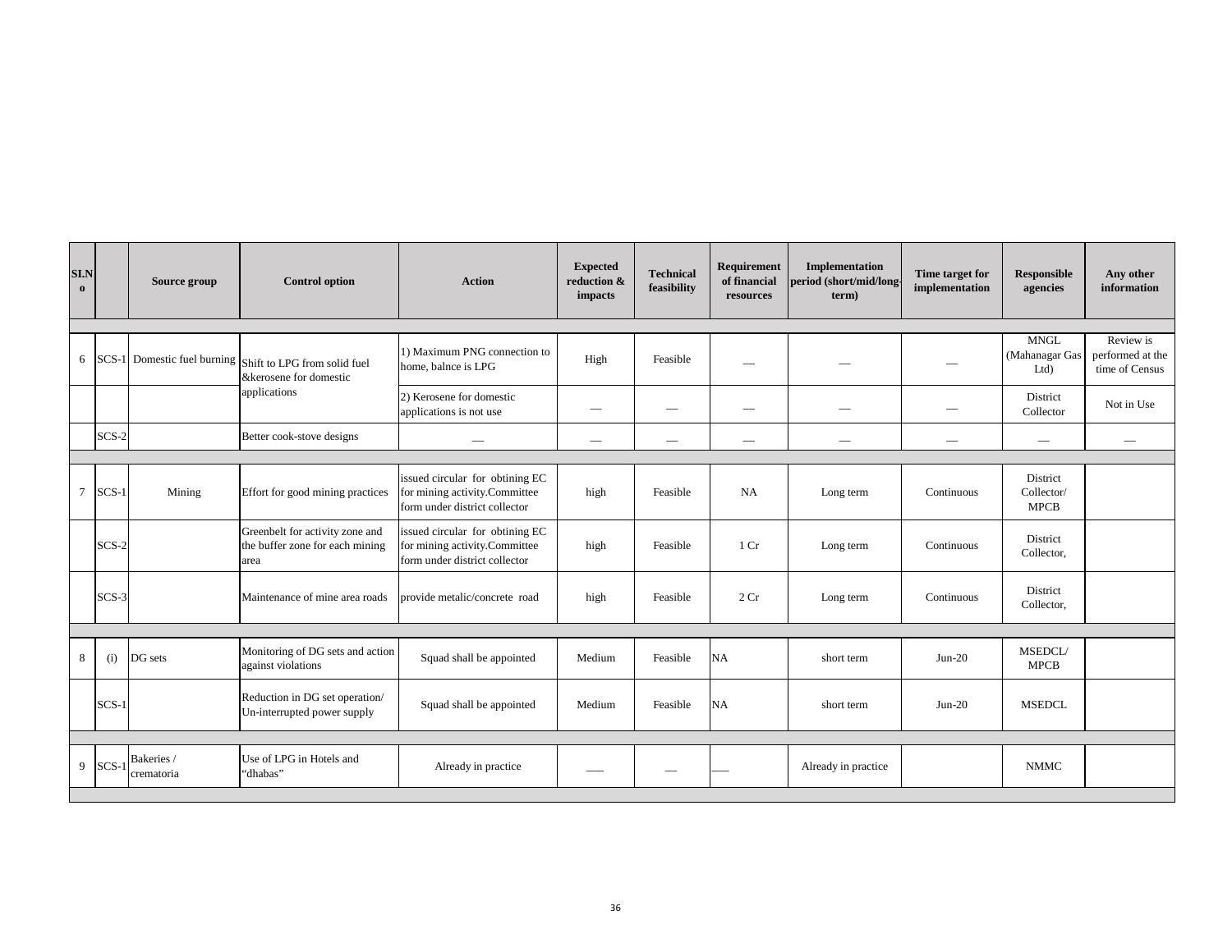| Sl.No | | Source group | Control option | Action | Expected reduction & impacts | Technical feasibility | Requirement of financial resources | Implementation period (short/mid/long-term) | Time target for implementation | Responsible agencies | Any other information |
|---|---|---|---|---|---|---|---|---|---|---|---|
| | | | | | | | | | | | |
| 6 | SCS-1 | Domestic fuel burning | Shift to LPG from solid fuel &kerosene for domestic applications | 1) Maximum PNG connection to home, balnce is LPG | High | Feasible | __ | __ | __ | MNGL (Mahanagar Gas Ltd) | Review is performed at the time of Census |
| | | | | 2) Kerosene for domestic applications is not use | __ | __ | __ | __ | __ | District Collector | Not in Use |
| | SCS-2 | | Better cook-stove designs | __ | __ | __ | __ | __ | __ | __ | __ |
| | | | | | | | | | | | |
| 7 | SCS-1 | Mining | Effort for good mining practices | issued circular for obtining EC for mining activity.Committee form under district collector | high | Feasible | NA | Long term | Continuous | District Collector/ MPCB | |
| | SCS-2 | | Greenbelt for activity zone and the buffer zone for each mining area | issued circular for obtining EC for mining activity.Committee form under district collector | high | Feasible | 1 Cr | Long term | Continuous | District Collector, | |
| | SCS-3 | | Maintenance of mine area roads | provide metalic/concrete road | high | Feasible | 2 Cr | Long term | Continuous | District Collector, | |
| | | | | | | | | | | | |
| 8 | (i) | DG sets | Monitoring of DG sets and action against violations | Squad shall be appointed | Medium | Feasible | NA | short term | Jun-20 | MSEDCL/ MPCB | |
| | SCS-1 | | Reduction in DG set operation/ Un-interrupted power supply | Squad shall be appointed | Medium | Feasible | NA | short term | Jun-20 | MSEDCL | |
| | | | | | | | | | | | |
| 9 | SCS-1 | Bakeries / crematoria | Use of LPG in Hotels and "dhabas" | Already in practice | ___ | __ | ___ | Already in practice | | NMMC | |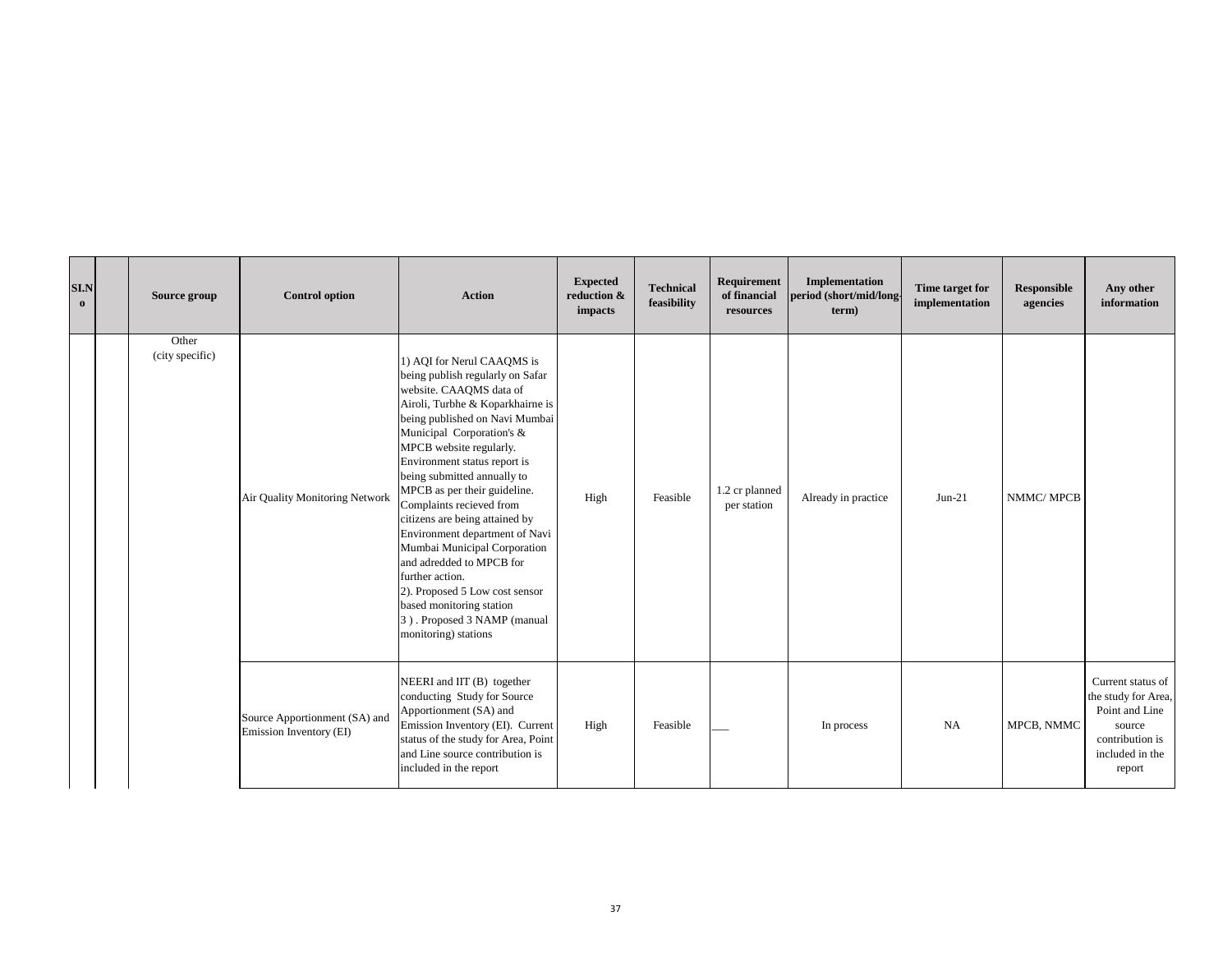| Sl.No | | Source group | Control option | Action | Expected reduction & impacts | Technical feasibility | Requirement of financial resources | Implementation period (short/mid/long-term) | Time target for implementation | Responsible agencies | Any other information |
|---|---|---|---|---|---|---|---|---|---|---|---|
| | | Other (city specific) | Air Quality Monitoring Network | 1) AQI for Nerul CAAQMS is being publish regularly on Safar website. CAAQMS data of Airoli, Turbhe & Koparkhairne is being published on Navi Mumbai Municipal Corporation's & MPCB website regularly. Environment status report is being submitted annually to MPCB as per their guideline. Complaints recieved from citizens are being attained by Environment department of Navi Mumbai Municipal Corporation and adredded to MPCB for further action.<br>2). Proposed 5 Low cost sensor based monitoring station<br>3 ) . Proposed 3 NAMP (manual monitoring) stations | High | Feasible | 1.2 cr planned per station | Already in practice | Jun-21 | NMMC/ MPCB | |
| | | | Source Apportionment (SA) and Emission Inventory (EI) | NEERI and IIT (B) together conducting Study for Source Apportionment (SA) and Emission Inventory (EI). Current status of the study for Area, Point and Line source contribution is included in the report | High | Feasible | ___ | In process | NA | MPCB, NMMC | Current status of the study for Area, Point and Line source contribution is included in the report |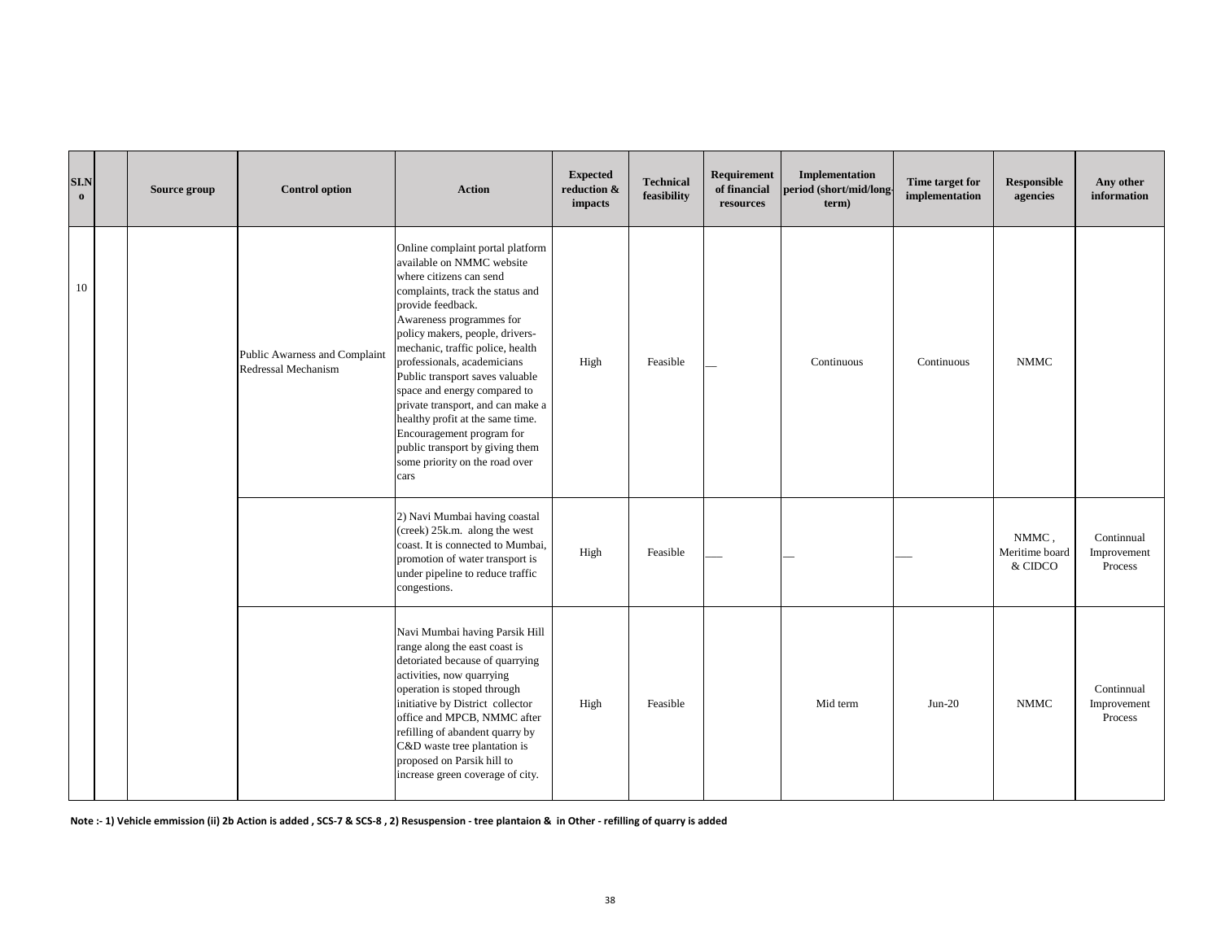| SI.No | | Source group | Control option | Action | Expected reduction & impacts | Technical feasibility | Requirement of financial resources | Implementation period (short/mid/long-term) | Time target for implementation | Responsible agencies | Any other information |
|---|---|---|---|---|---|---|---|---|---|---|---|
| 10 | | | Public Awarness and Complaint Redressal Mechanism | Online complaint portal platform available on NMMC website where citizens can send complaints, track the status and provide feedback. Awareness programmes for policy makers, people, drivers-mechanic, traffic police, health professionals, academicians Public transport saves valuable space and energy compared to private transport, and can make a healthy profit at the same time. Encouragement program for public transport by giving them some priority on the road over cars | High | Feasible | __ | Continuous | Continuous | NMMC | |
| | | | | 2) Navi Mumbai having coastal (creek) 25k.m. along the west coast. It is connected to Mumbai, promotion of water transport is under pipeline to reduce traffic congestions. | High | Feasible | ___ | __ | ___ | NMMC , Meritime board & CIDCO | Continnual Improvement Process |
| | | | | Navi Mumbai having Parsik Hill range along the east coast is detoriated because of quarrying activities, now quarrying operation is stoped through initiative by District collector office and MPCB, NMMC after refilling of abandent quarry by C&D waste tree plantation is proposed on Parsik hill to increase green coverage of city. | High | Feasible | | Mid term | Jun-20 | NMMC | Continnual Improvement Process |

**Note :- 1) Vehicle emmission (ii) 2b Action is added , SCS-7 & SCS-8 , 2) Resuspension - tree plantaion & in Other - refilling of quarry is added**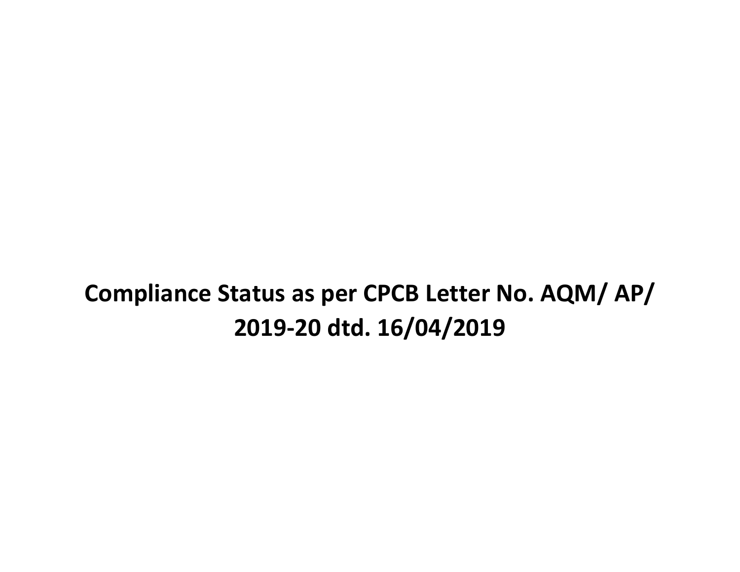# Compliance Status as per CPCB Letter No. AQM/ AP/ 2019-20 dtd. 16/04/2019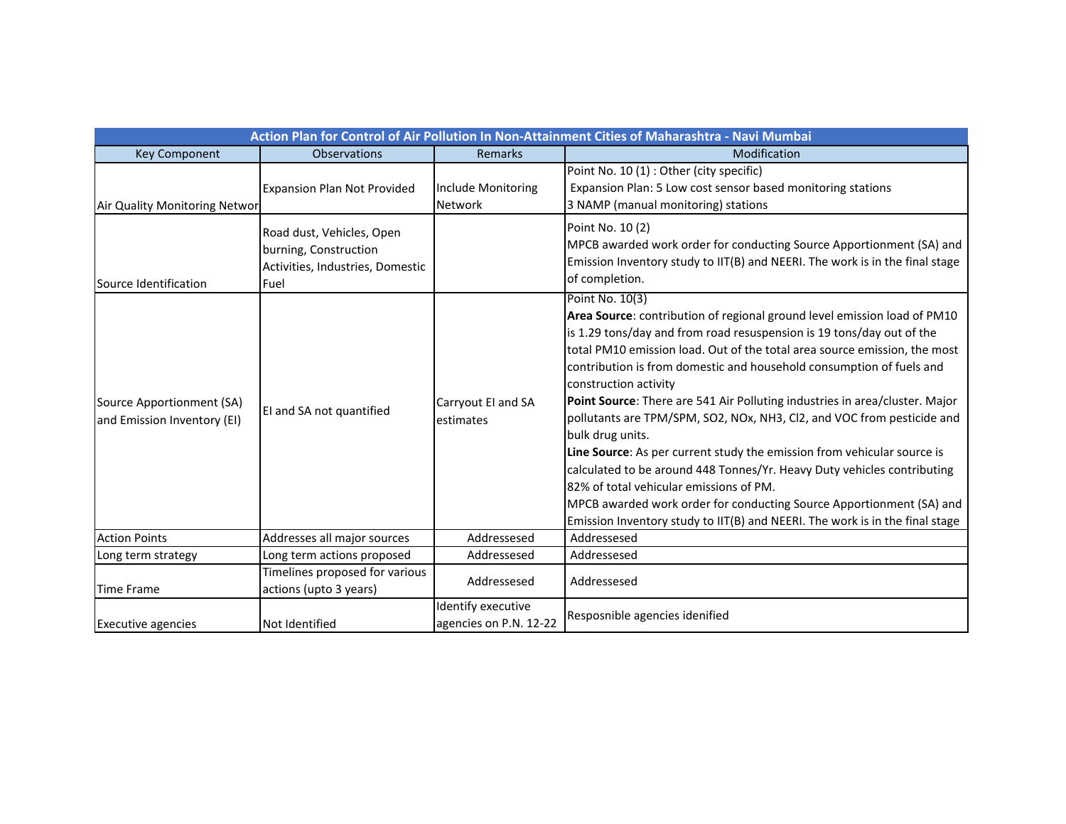| Action Plan for Control of Air Pollution In Non-Attainment Cities of Maharashtra - Navi Mumbai | | | |
|---|---|---|---|
| Key Component | Observations | Remarks | Modification |
| Air Quality Monitoring Networ | Expansion Plan Not Provided | Include Monitoring Network | Point No. 10 (1) : Other (city specific)<br>Expansion Plan: 5 Low cost sensor based monitoring stations<br>3 NAMP (manual monitoring) stations |
| Source Identification | Road dust, Vehicles, Open burning, Construction Activities, Industries, Domestic Fuel | | Point No. 10 (2)<br>MPCB awarded work order for conducting Source Apportionment (SA) and Emission Inventory study to IIT(B) and NEERI. The work is in the final stage of completion. |
| Source Apportionment (SA) and Emission Inventory (EI) | EI and SA not quantified | Carryout EI and SA estimates | Point No. 10(3)<br>**Area Source**: contribution of regional ground level emission load of PM10 is 1.29 tons/day and from road resuspension is 19 tons/day out of the total PM10 emission load. Out of the total area source emission, the most contribution is from domestic and household consumption of fuels and construction activity<br>**Point Source**: There are 541 Air Polluting industries in area/cluster. Major pollutants are TPM/SPM, $SO_2$, $NO_x$, $NH_3$, $Cl_2$, and VOC from pesticide and bulk drug units.<br>**Line Source**: As per current study the emission from vehicular source is calculated to be around 448 Tonnes/Yr. Heavy Duty vehicles contributing 82% of total vehicular emissions of PM.<br>MPCB awarded work order for conducting Source Apportionment (SA) and Emission Inventory study to IIT(B) and NEERI. The work is in the final stage |
| Action Points | Addresses all major sources | Addressesed | Addressesed |
| Long term strategy | Long term actions proposed | Addressesed | Addressesed |
| Time Frame | Timelines proposed for various actions (upto 3 years) | Addressesed | Addressesed |
| Executive agencies | Not Identified | Identify executive agencies on P.N. 12-22 | Resposnible agencies idenified |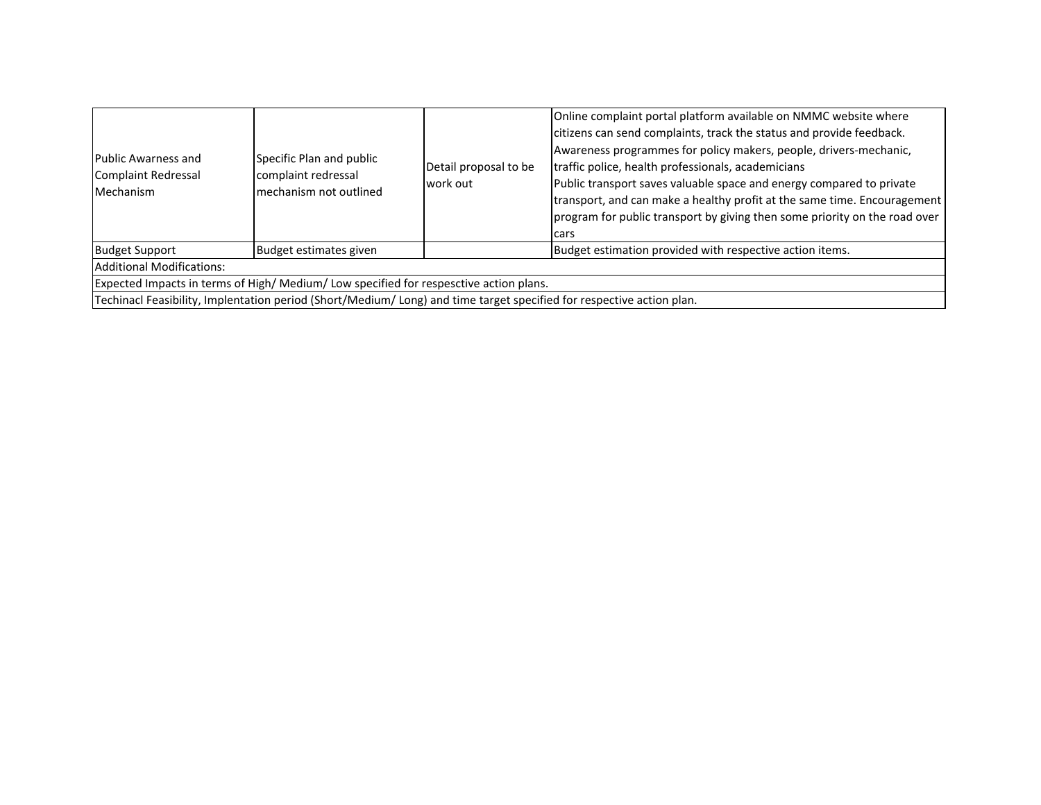| | | | |
|---|---|---|---|
| Public Awarness and Complaint Redressal Mechanism | Specific Plan and public complaint redressal mechanism not outlined | Detail proposal to be work out | Online complaint portal platform available on NMMC website where citizens can send complaints, track the status and provide feedback. Awareness programmes for policy makers, people, drivers-mechanic, traffic police, health professionals, academicians Public transport saves valuable space and energy compared to private transport, and can make a healthy profit at the same time. Encouragement program for public transport by giving then some priority on the road over cars |
| Budget Support | Budget estimates given | | Budget estimation provided with respective action items. |
| Additional Modifications: | | | |
| Expected Impacts in terms of High/ Medium/ Low specified for respesctive action plans. | | | |
| Techinacl Feasibility, Implentation period (Short/Medium/ Long) and time target specified for respective action plan. | | | |